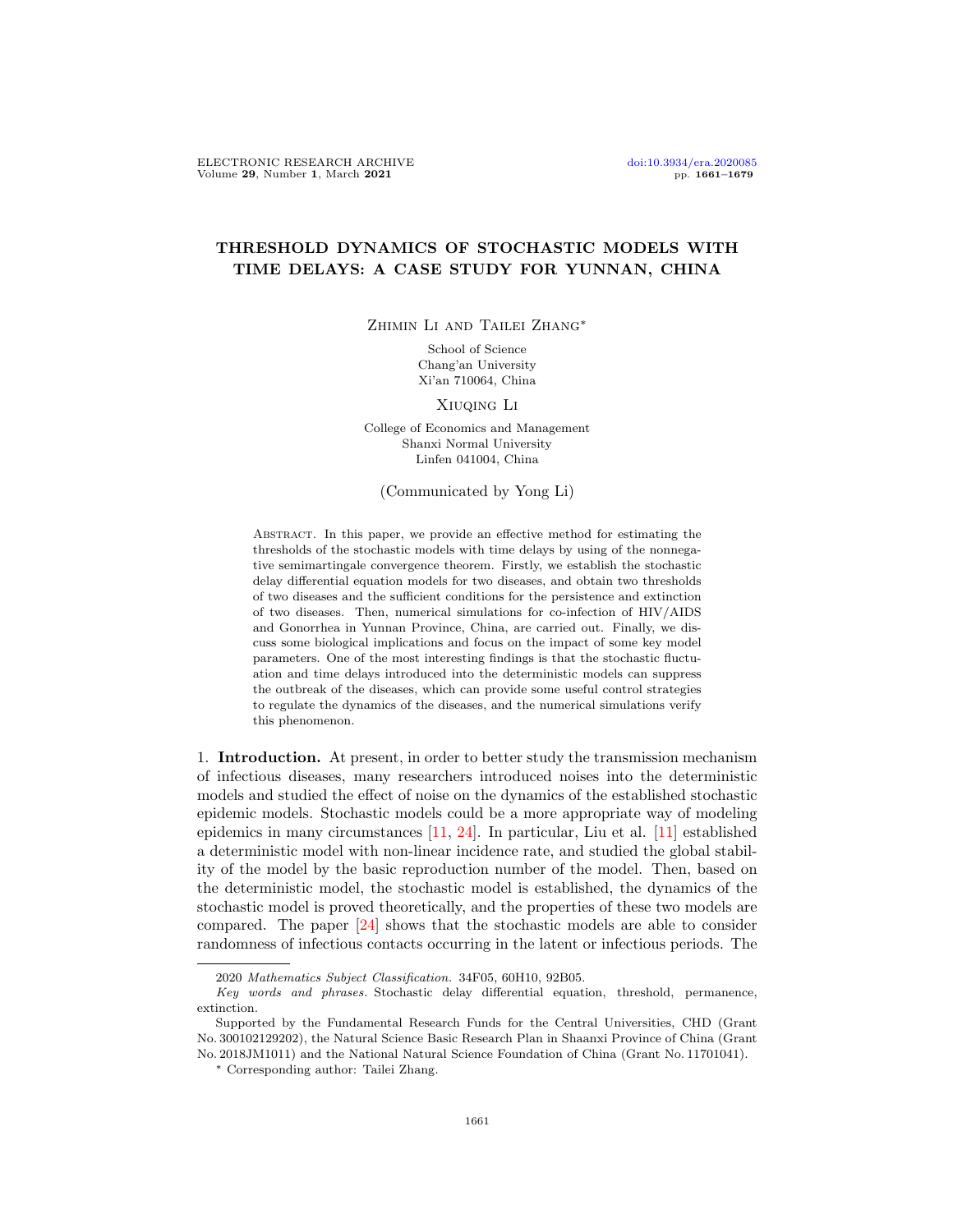# THRESHOLD DYNAMICS OF STOCHASTIC MODELS WITH TIME DELAYS: A CASE STUDY FOR YUNNAN, CHINA

Zhimin Li and Tailei Zhang*

School of Science
Chang'an University
Xi'an 710064, China

Xiuqing Li

College of Economics and Management
Shanxi Normal University
Linfen 041004, China

(Communicated by Yong Li)

Abstract. In this paper, we provide an effective method for estimating the thresholds of the stochastic models with time delays by using of the nonnegative semimartingale convergence theorem. Firstly, we establish the stochastic delay differential equation models for two diseases, and obtain two thresholds of two diseases and the sufficient conditions for the persistence and extinction of two diseases. Then, numerical simulations for co-infection of HIV/AIDS and Gonorrhea in Yunnan Province, China, are carried out. Finally, we discuss some biological implications and focus on the impact of some key model parameters. One of the most interesting findings is that the stochastic fluctuation and time delays introduced into the deterministic models can suppress the outbreak of the diseases, which can provide some useful control strategies to regulate the dynamics of the diseases, and the numerical simulations verify this phenomenon.

## 1. Introduction.

At present, in order to better study the transmission mechanism of infectious diseases, many researchers introduced noises into the deterministic models and studied the effect of noise on the dynamics of the established stochastic epidemic models. Stochastic models could be a more appropriate way of modeling epidemics in many circumstances [11, 24]. In particular, Liu et al. [11] established a deterministic model with non-linear incidence rate, and studied the global stability of the model by the basic reproduction number of the model. Then, based on the deterministic model, the stochastic model is established, the dynamics of the stochastic model is proved theoretically, and the properties of these two models are compared. The paper [24] shows that the stochastic models are able to consider randomness of infectious contacts occurring in the latent or infectious periods. The

---

2020 *Mathematics Subject Classification.* 34F05, 60H10, 92B05.

*Key words and phrases.* Stochastic delay differential equation, threshold, permanence, extinction.

Supported by the Fundamental Research Funds for the Central Universities, CHD (Grant No. 300102129202), the Natural Science Basic Research Plan in Shaanxi Province of China (Grant No. 2018JM1011) and the National Natural Science Foundation of China (Grant No. 11701041).

* Corresponding author: Tailei Zhang.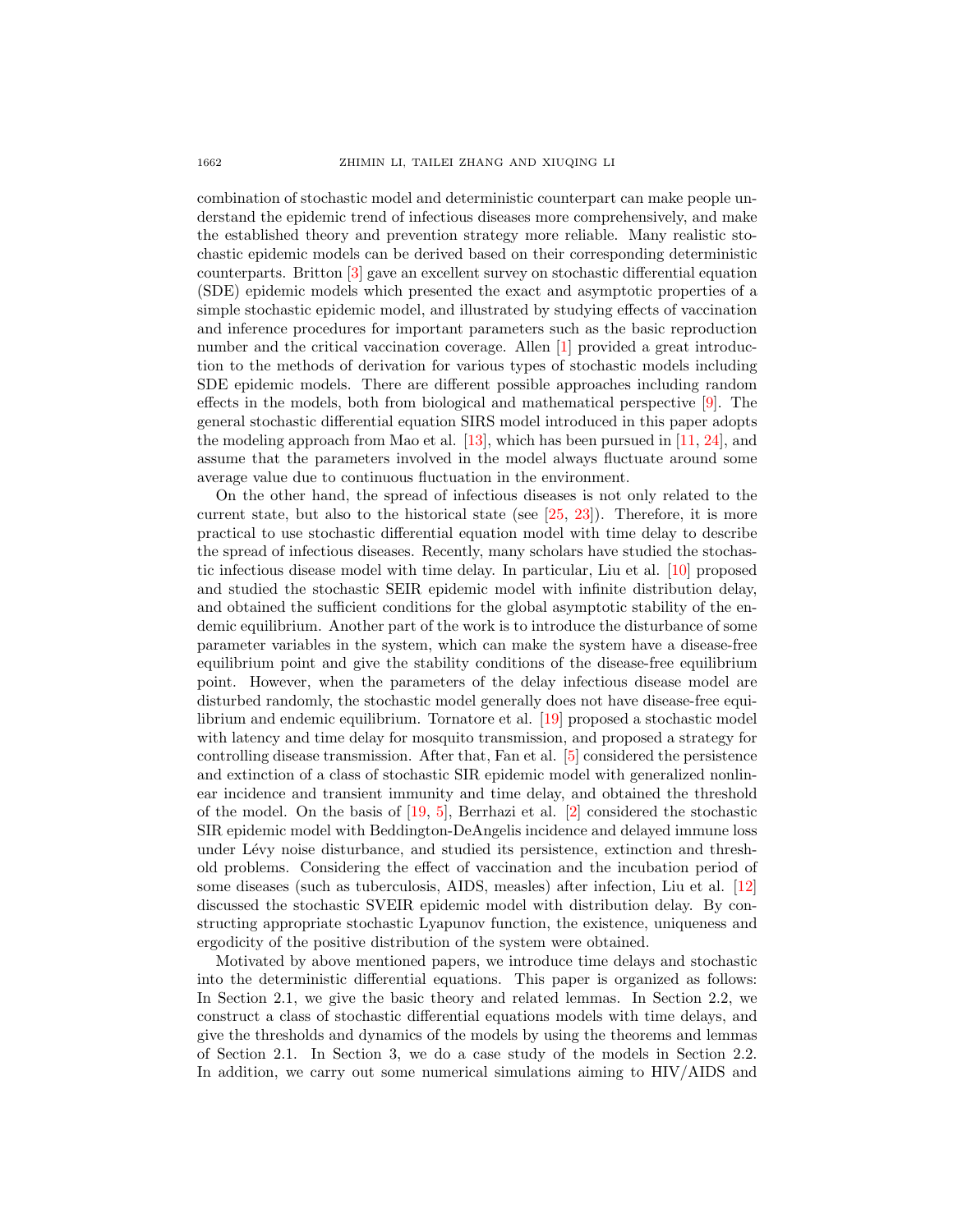combination of stochastic model and deterministic counterpart can make people understand the epidemic trend of infectious diseases more comprehensively, and make the established theory and prevention strategy more reliable. Many realistic stochastic epidemic models can be derived based on their corresponding deterministic counterparts. Britton [3] gave an excellent survey on stochastic differential equation (SDE) epidemic models which presented the exact and asymptotic properties of a simple stochastic epidemic model, and illustrated by studying effects of vaccination and inference procedures for important parameters such as the basic reproduction number and the critical vaccination coverage. Allen [1] provided a great introduction to the methods of derivation for various types of stochastic models including SDE epidemic models. There are different possible approaches including random effects in the models, both from biological and mathematical perspective [9]. The general stochastic differential equation SIRS model introduced in this paper adopts the modeling approach from Mao et al. [13], which has been pursued in [11, 24], and assume that the parameters involved in the model always fluctuate around some average value due to continuous fluctuation in the environment.

On the other hand, the spread of infectious diseases is not only related to the current state, but also to the historical state (see [25, 23]). Therefore, it is more practical to use stochastic differential equation model with time delay to describe the spread of infectious diseases. Recently, many scholars have studied the stochastic infectious disease model with time delay. In particular, Liu et al. [10] proposed and studied the stochastic SEIR epidemic model with infinite distribution delay, and obtained the sufficient conditions for the global asymptotic stability of the endemic equilibrium. Another part of the work is to introduce the disturbance of some parameter variables in the system, which can make the system have a disease-free equilibrium point and give the stability conditions of the disease-free equilibrium point. However, when the parameters of the delay infectious disease model are disturbed randomly, the stochastic model generally does not have disease-free equilibrium and endemic equilibrium. Tornatore et al. [19] proposed a stochastic model with latency and time delay for mosquito transmission, and proposed a strategy for controlling disease transmission. After that, Fan et al. [5] considered the persistence and extinction of a class of stochastic SIR epidemic model with generalized nonlinear incidence and transient immunity and time delay, and obtained the threshold of the model. On the basis of [19, 5], Berrhazi et al. [2] considered the stochastic SIR epidemic model with Beddington-DeAngelis incidence and delayed immune loss under Lévy noise disturbance, and studied its persistence, extinction and threshold problems. Considering the effect of vaccination and the incubation period of some diseases (such as tuberculosis, AIDS, measles) after infection, Liu et al. [12] discussed the stochastic SVEIR epidemic model with distribution delay. By constructing appropriate stochastic Lyapunov function, the existence, uniqueness and ergodicity of the positive distribution of the system were obtained.

Motivated by above mentioned papers, we introduce time delays and stochastic into the deterministic differential equations. This paper is organized as follows: In Section 2.1, we give the basic theory and related lemmas. In Section 2.2, we construct a class of stochastic differential equations models with time delays, and give the thresholds and dynamics of the models by using the theorems and lemmas of Section 2.1. In Section 3, we do a case study of the models in Section 2.2. In addition, we carry out some numerical simulations aiming to HIV/AIDS and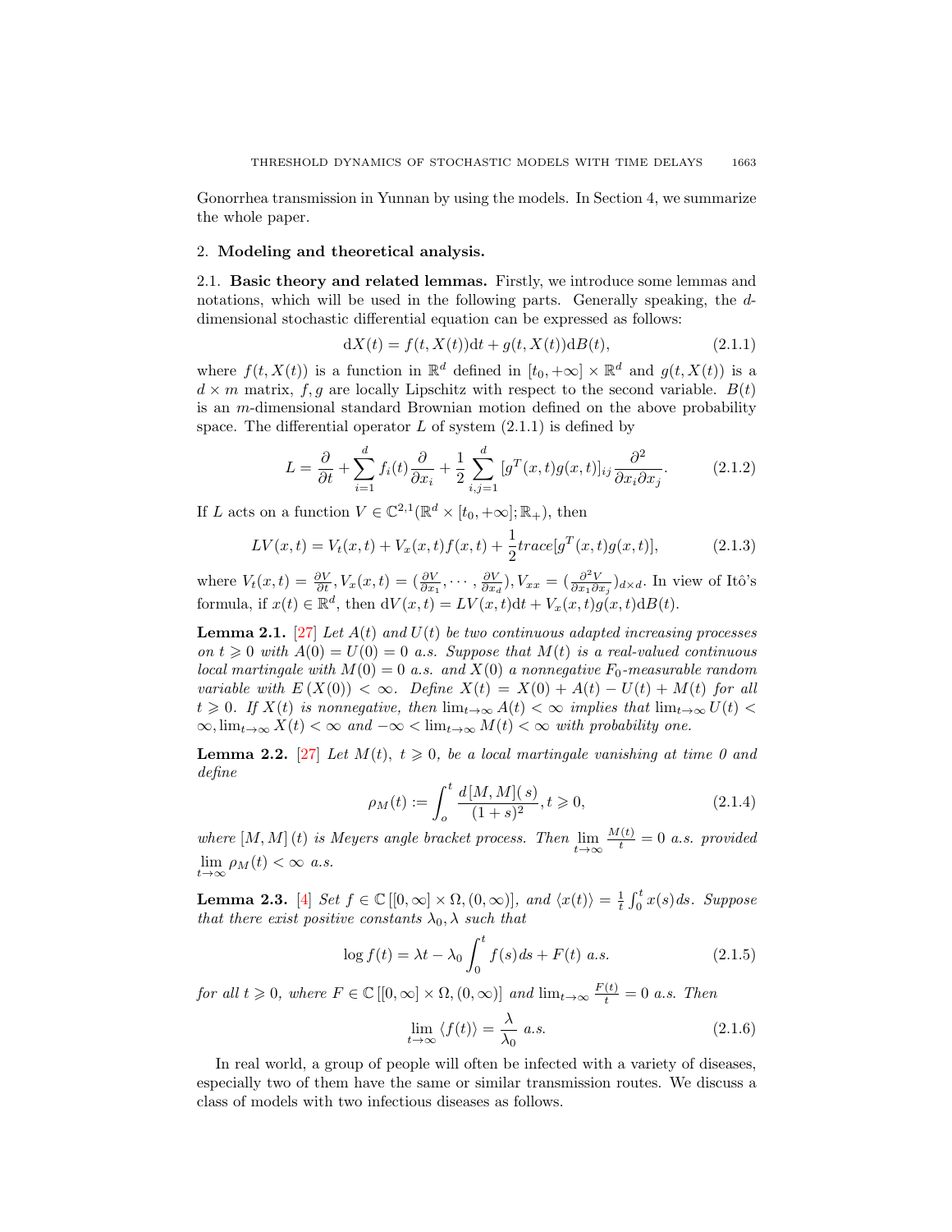Gonorrhea transmission in Yunnan by using the models. In Section 4, we summarize the whole paper.

## 2. Modeling and theoretical analysis.

**2.1. Basic theory and related lemmas.** Firstly, we introduce some lemmas and notations, which will be used in the following parts. Generally speaking, the $d$-dimensional stochastic differential equation can be expressed as follows:

$$\mathrm{d}X(t) = f(t, X(t))\mathrm{d}t + g(t, X(t))\mathrm{d}B(t), \tag{2.1.1}$$

where $f(t, X(t))$ is a function in $\mathbb{R}^d$ defined in $[t_0, +\infty] \times \mathbb{R}^d$ and $g(t, X(t))$ is a $d \times m$ matrix, $f, g$ are locally Lipschitz with respect to the second variable. $B(t)$ is an $m$-dimensional standard Brownian motion defined on the above probability space. The differential operator $L$ of system (2.1.1) is defined by

$$L = \frac{\partial}{\partial t} + \sum_{i=1}^{d} f_i(t) \frac{\partial}{\partial x_i} + \frac{1}{2} \sum_{i,j=1}^{d} [g^T(x,t)g(x,t)]_{ij} \frac{\partial^2}{\partial x_i \partial x_j}. \tag{2.1.2}$$

If $L$ acts on a function $V \in \mathbb{C}^{2,1}(\mathbb{R}^d \times [t_0, +\infty]; \mathbb{R}_+)$, then

$$LV(x,t) = V_t(x,t) + V_x(x,t)f(x,t) + \frac{1}{2} trace[g^T(x,t)g(x,t)], \tag{2.1.3}$$

where $V_t(x,t) = \frac{\partial V}{\partial t}, V_x(x,t) = (\frac{\partial V}{\partial x_1}, \cdots, \frac{\partial V}{\partial x_d}), V_{xx} = (\frac{\partial^2 V}{\partial x_1 \partial x_j})_{d \times d}$. In view of Itô's formula, if $x(t) \in \mathbb{R}^d$, then $\mathrm{d}V(x,t) = LV(x,t)\mathrm{d}t + V_x(x,t)g(x,t)\mathrm{d}B(t)$.

**Lemma 2.1.** [27] *Let $A(t)$ and $U(t)$ be two continuous adapted increasing processes on $t \geqslant 0$ with $A(0) = U(0) = 0$ a.s. Suppose that $M(t)$ is a real-valued continuous local martingale with $M(0) = 0$ a.s. and $X(0)$ a nonnegative $F_0$-measurable random variable with $E(X(0)) < \infty$. Define $X(t) = X(0) + A(t) - U(t) + M(t)$ for all $t \geqslant 0$. If $X(t)$ is nonnegative, then $\lim_{t\to\infty} A(t) < \infty$ implies that $\lim_{t\to\infty} U(t) < \infty, \lim_{t\to\infty} X(t) < \infty$ and $-\infty < \lim_{t\to\infty} M(t) < \infty$ with probability one.*

**Lemma 2.2.** [27] *Let $M(t)$, $t \geqslant 0$, be a local martingale vanishing at time 0 and define*

$$\rho_M(t) := \int_o^t \frac{d\,[M,M](\,s)}{(1+s)^2}, t \geqslant 0, \tag{2.1.4}$$

*where $[M,M](t)$ is Meyers angle bracket process. Then $\lim\limits_{t\to\infty} \frac{M(t)}{t} = 0$ a.s. provided $\lim\limits_{t\to\infty} \rho_M(t) < \infty$ a.s.*

**Lemma 2.3.** [4] *Set $f \in \mathbb{C}\,[[0,\infty] \times \Omega, (0,\infty)]$, and $\langle x(t) \rangle = \frac{1}{t}\int_0^t x(s)ds$. Suppose that there exist positive constants $\lambda_0, \lambda$ such that*

$$\log f(t) = \lambda t - \lambda_0 \int_0^t f(s)ds + F(t) \text{ a.s.} \tag{2.1.5}$$

*for all $t \geqslant 0$, where $F \in \mathbb{C}\,[[0,\infty] \times \Omega, (0,\infty)]$ and $\lim_{t\to\infty} \frac{F(t)}{t} = 0$ a.s. Then*

$$\lim_{t\to\infty} \langle f(t) \rangle = \frac{\lambda}{\lambda_0} \text{ a.s.} \tag{2.1.6}$$

In real world, a group of people will often be infected with a variety of diseases, especially two of them have the same or similar transmission routes. We discuss a class of models with two infectious diseases as follows.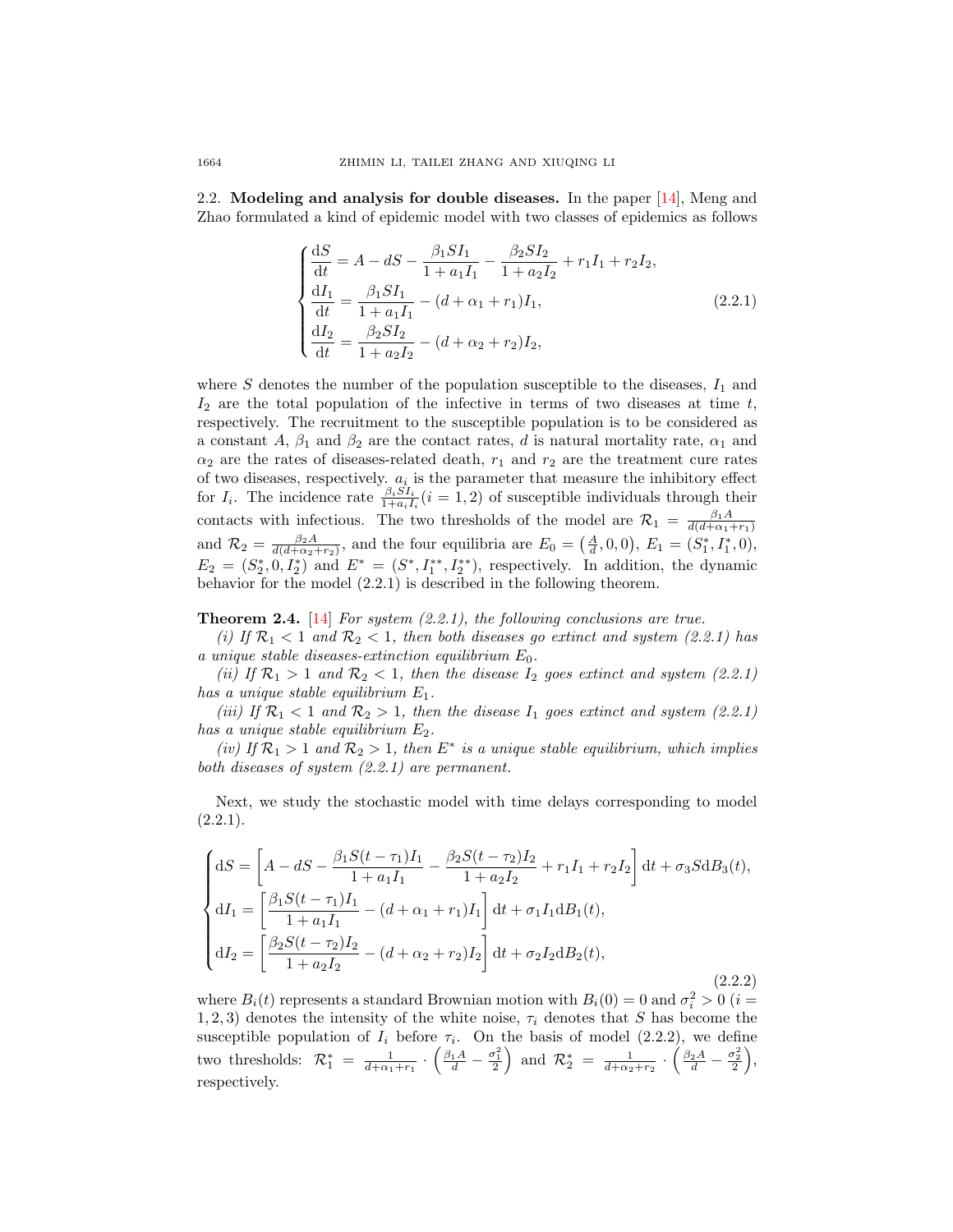2.2. **Modeling and analysis for double diseases.** In the paper [14], Meng and Zhao formulated a kind of epidemic model with two classes of epidemics as follows

$$
\begin{cases}
\dfrac{\mathrm{d}S}{\mathrm{d}t} = A - dS - \dfrac{\beta_1 S I_1}{1+a_1 I_1} - \dfrac{\beta_2 S I_2}{1+a_2 I_2} + r_1 I_1 + r_2 I_2, \\
\dfrac{\mathrm{d}I_1}{\mathrm{d}t} = \dfrac{\beta_1 S I_1}{1+a_1 I_1} - (d+\alpha_1+r_1) I_1, \\
\dfrac{\mathrm{d}I_2}{\mathrm{d}t} = \dfrac{\beta_2 S I_2}{1+a_2 I_2} - (d+\alpha_2+r_2) I_2,
\end{cases}
\tag{2.2.1}
$$

where $S$ denotes the number of the population susceptible to the diseases, $I_1$ and $I_2$ are the total population of the infective in terms of two diseases at time $t$, respectively. The recruitment to the susceptible population is to be considered as a constant $A$, $\beta_1$ and $\beta_2$ are the contact rates, $d$ is natural mortality rate, $\alpha_1$ and $\alpha_2$ are the rates of diseases-related death, $r_1$ and $r_2$ are the treatment cure rates of two diseases, respectively. $a_i$ is the parameter that measure the inhibitory effect for $I_i$. The incidence rate $\frac{\beta_i S I_i}{1+a_i I_i} (i = 1, 2)$ of susceptible individuals through their contacts with infectious. The two thresholds of the model are $\mathcal{R}_1 = \frac{\beta_1 A}{d(d+\alpha_1+r_1)}$ and $\mathcal{R}_2 = \frac{\beta_2 A}{d(d+\alpha_2+r_2)}$, and the four equilibria are $E_0 = \left(\frac{A}{d}, 0, 0\right)$, $E_1 = (S_1^*, I_1^*, 0)$, $E_2 = (S_2^*, 0, I_2^*)$ and $E^* = (S^*, I_1^{**}, I_2^{**})$, respectively. In addition, the dynamic behavior for the model (2.2.1) is described in the following theorem.

**Theorem 2.4.** [14] *For system (2.2.1), the following conclusions are true.*

*(i) If $\mathcal{R}_1 < 1$ and $\mathcal{R}_2 < 1$, then both diseases go extinct and system (2.2.1) has a unique stable diseases-extinction equilibrium $E_0$.*

*(ii) If $\mathcal{R}_1 > 1$ and $\mathcal{R}_2 < 1$, then the disease $I_2$ goes extinct and system (2.2.1) has a unique stable equilibrium $E_1$.*

*(iii) If $\mathcal{R}_1 < 1$ and $\mathcal{R}_2 > 1$, then the disease $I_1$ goes extinct and system (2.2.1) has a unique stable equilibrium $E_2$.*

*(iv) If $\mathcal{R}_1 > 1$ and $\mathcal{R}_2 > 1$, then $E^*$ is a unique stable equilibrium, which implies both diseases of system (2.2.1) are permanent.*

Next, we study the stochastic model with time delays corresponding to model (2.2.1).

$$
\begin{cases}
\mathrm{d}S = \left[A - dS - \dfrac{\beta_1 S(t-\tau_1) I_1}{1+a_1 I_1} - \dfrac{\beta_2 S(t-\tau_2) I_2}{1+a_2 I_2} + r_1 I_1 + r_2 I_2\right] \mathrm{d}t + \sigma_3 S \mathrm{d}B_3(t), \\
\mathrm{d}I_1 = \left[\dfrac{\beta_1 S(t-\tau_1) I_1}{1+a_1 I_1} - (d+\alpha_1+r_1) I_1\right] \mathrm{d}t + \sigma_1 I_1 \mathrm{d}B_1(t), \\
\mathrm{d}I_2 = \left[\dfrac{\beta_2 S(t-\tau_2) I_2}{1+a_2 I_2} - (d+\alpha_2+r_2) I_2\right] \mathrm{d}t + \sigma_2 I_2 \mathrm{d}B_2(t),
\end{cases}
\tag{2.2.2}
$$

where $B_i(t)$ represents a standard Brownian motion with $B_i(0) = 0$ and $\sigma_i^2 > 0$ $(i = 1, 2, 3)$ denotes the intensity of the white noise, $\tau_i$ denotes that $S$ has become the susceptible population of $I_i$ before $\tau_i$. On the basis of model (2.2.2), we define two thresholds: $\mathcal{R}_1^* = \frac{1}{d+\alpha_1+r_1} \cdot \left(\frac{\beta_1 A}{d} - \frac{\sigma_1^2}{2}\right)$ and $\mathcal{R}_2^* = \frac{1}{d+\alpha_2+r_2} \cdot \left(\frac{\beta_2 A}{d} - \frac{\sigma_2^2}{2}\right)$, respectively.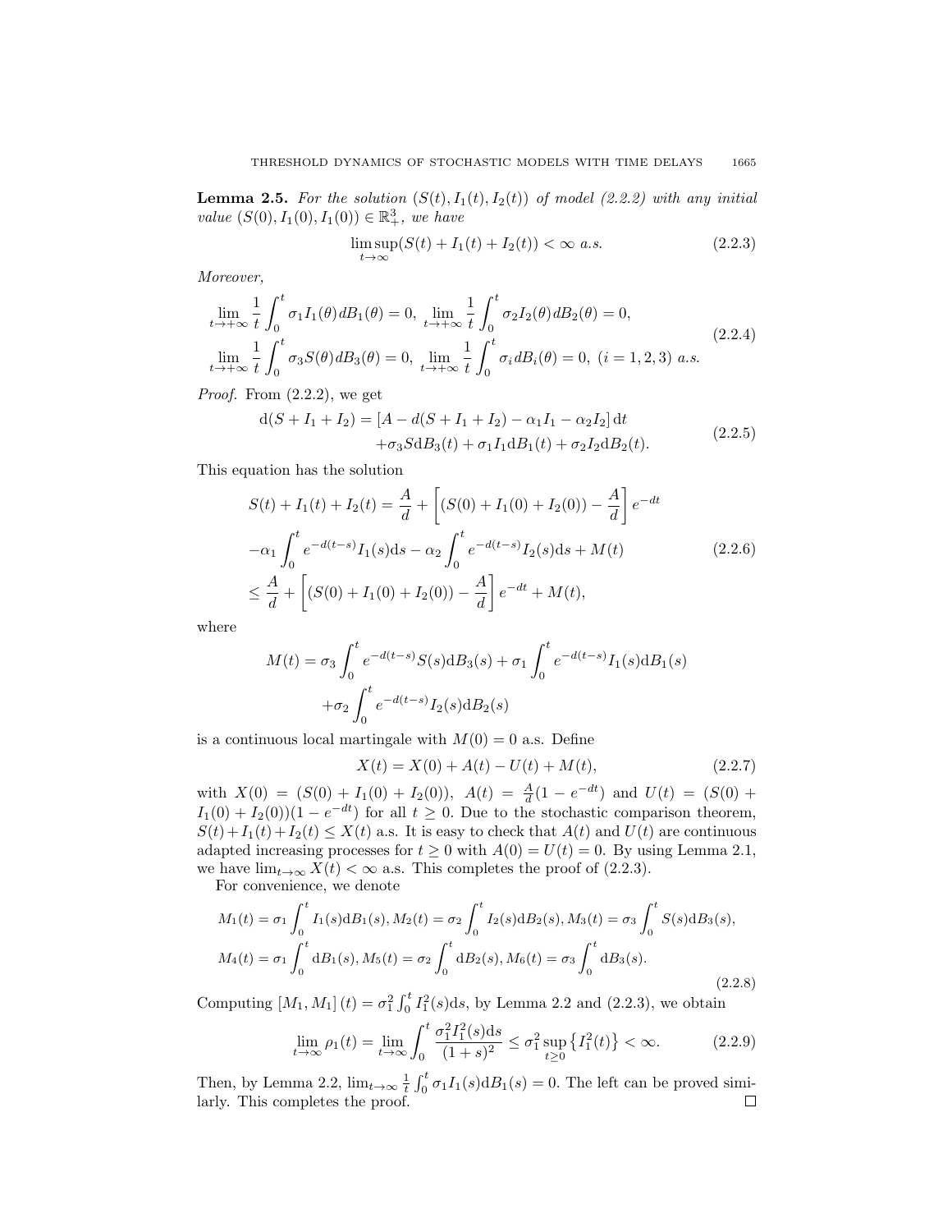**Lemma 2.5.** *For the solution $(S(t), I_1(t), I_2(t))$ of model (2.2.2) with any initial value $(S(0), I_1(0), I_1(0)) \in \mathbb{R}^3_+$, we have*

$$\limsup_{t\to\infty}(S(t) + I_1(t) + I_2(t)) < \infty \ a.s. \tag{2.2.3}$$

*Moreover,*

$$\begin{aligned}
&\lim_{t\to+\infty} \frac{1}{t}\int_0^t \sigma_1 I_1(\theta)dB_1(\theta) = 0, \ \lim_{t\to+\infty} \frac{1}{t}\int_0^t \sigma_2 I_2(\theta)dB_2(\theta) = 0, \\
&\lim_{t\to+\infty} \frac{1}{t}\int_0^t \sigma_3 S(\theta)dB_3(\theta) = 0, \ \lim_{t\to+\infty} \frac{1}{t}\int_0^t \sigma_i dB_i(\theta) = 0, \ (i = 1, 2, 3) \ a.s.
\end{aligned} \tag{2.2.4}$$

*Proof.* From (2.2.2), we get

$$\begin{aligned}
\mathrm{d}(S + I_1 + I_2) = {} & [A - d(S + I_1 + I_2) - \alpha_1 I_1 - \alpha_2 I_2]\,\mathrm{d}t \\
& + \sigma_3 S \mathrm{d}B_3(t) + \sigma_1 I_1 \mathrm{d}B_1(t) + \sigma_2 I_2 \mathrm{d}B_2(t).
\end{aligned} \tag{2.2.5}$$

This equation has the solution

$$\begin{aligned}
S(t) + I_1(t) + I_2(t) &= \frac{A}{d} + \left[(S(0) + I_1(0) + I_2(0)) - \frac{A}{d}\right] e^{-dt} \\
&- \alpha_1 \int_0^t e^{-d(t-s)} I_1(s)\mathrm{d}s - \alpha_2 \int_0^t e^{-d(t-s)} I_2(s)\mathrm{d}s + M(t) \\
&\leq \frac{A}{d} + \left[(S(0) + I_1(0) + I_2(0)) - \frac{A}{d}\right] e^{-dt} + M(t),
\end{aligned} \tag{2.2.6}$$

where

$$\begin{aligned}
M(t) = {} & \sigma_3 \int_0^t e^{-d(t-s)} S(s)\mathrm{d}B_3(s) + \sigma_1 \int_0^t e^{-d(t-s)} I_1(s)\mathrm{d}B_1(s) \\
& + \sigma_2 \int_0^t e^{-d(t-s)} I_2(s)\mathrm{d}B_2(s)
\end{aligned}$$

is a continuous local martingale with $M(0) = 0$ a.s. Define

$$X(t) = X(0) + A(t) - U(t) + M(t), \tag{2.2.7}$$

with $X(0) = (S(0) + I_1(0) + I_2(0))$, $A(t) = \frac{A}{d}(1 - e^{-dt})$ and $U(t) = (S(0) + I_1(0) + I_2(0))(1 - e^{-dt})$ for all $t \geq 0$. Due to the stochastic comparison theorem, $S(t) + I_1(t) + I_2(t) \leq X(t)$ a.s. It is easy to check that $A(t)$ and $U(t)$ are continuous adapted increasing processes for $t \geq 0$ with $A(0) = U(0) = 0$. By using Lemma 2.1, we have $\lim_{t\to\infty} X(t) < \infty$ a.s. This completes the proof of (2.2.3).

For convenience, we denote

$$\begin{aligned}
&M_1(t) = \sigma_1 \int_0^t I_1(s)\mathrm{d}B_1(s), M_2(t) = \sigma_2 \int_0^t I_2(s)\mathrm{d}B_2(s), M_3(t) = \sigma_3 \int_0^t S(s)\mathrm{d}B_3(s), \\
&M_4(t) = \sigma_1 \int_0^t \mathrm{d}B_1(s), M_5(t) = \sigma_2 \int_0^t \mathrm{d}B_2(s), M_6(t) = \sigma_3 \int_0^t \mathrm{d}B_3(s).
\end{aligned} \tag{2.2.8}$$

Computing $[M_1, M_1](t) = \sigma_1^2 \int_0^t I_1^2(s)\mathrm{d}s$, by Lemma 2.2 and (2.2.3), we obtain

$$\lim_{t\to\infty} \rho_1(t) = \lim_{t\to\infty} \int_0^t \frac{\sigma_1^2 I_1^2(s)\mathrm{d}s}{(1+s)^2} \leq \sigma_1^2 \sup_{t\geq 0}\left\{I_1^2(t)\right\} < \infty. \tag{2.2.9}$$

Then, by Lemma 2.2, $\lim_{t\to\infty} \frac{1}{t}\int_0^t \sigma_1 I_1(s)\mathrm{d}B_1(s) = 0$. The left can be proved similarly. This completes the proof. $\square$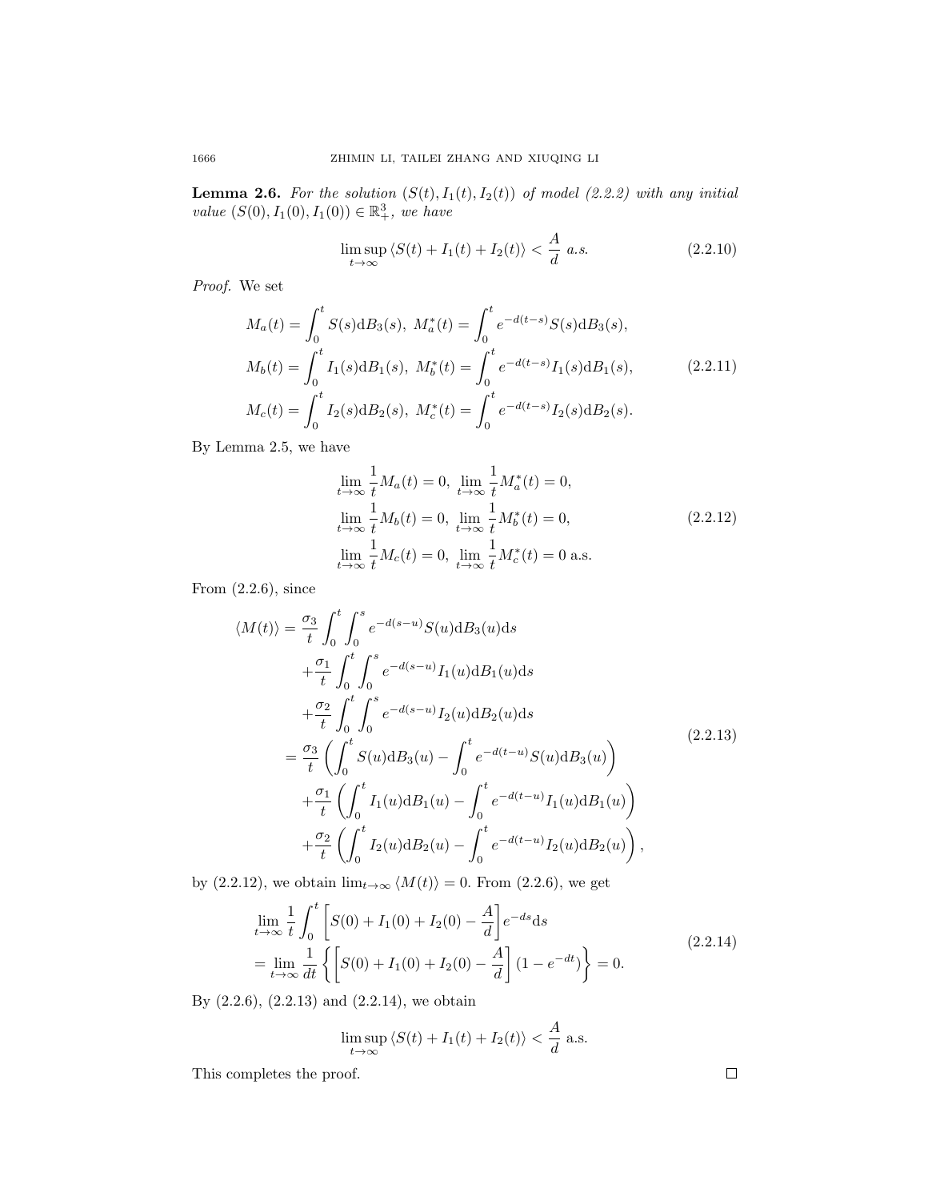**Lemma 2.6.** *For the solution $(S(t), I_1(t), I_2(t))$ of model (2.2.2) with any initial value $(S(0), I_1(0), I_1(0)) \in \mathbb{R}^3_+$, we have*

$$\limsup_{t\to\infty} \langle S(t) + I_1(t) + I_2(t)\rangle < \frac{A}{d} \text{ a.s.} \tag{2.2.10}$$

*Proof.* We set

$$\begin{aligned}
M_a(t) &= \int_0^t S(s)\mathrm{d}B_3(s),\ M_a^*(t) = \int_0^t e^{-d(t-s)}S(s)\mathrm{d}B_3(s),\\
M_b(t) &= \int_0^t I_1(s)\mathrm{d}B_1(s),\ M_b^*(t) = \int_0^t e^{-d(t-s)}I_1(s)\mathrm{d}B_1(s),\\
M_c(t) &= \int_0^t I_2(s)\mathrm{d}B_2(s),\ M_c^*(t) = \int_0^t e^{-d(t-s)}I_2(s)\mathrm{d}B_2(s).
\end{aligned} \tag{2.2.11}$$

By Lemma 2.5, we have

$$\begin{aligned}
&\lim_{t\to\infty}\frac{1}{t}M_a(t) = 0,\ \lim_{t\to\infty}\frac{1}{t}M_a^*(t) = 0,\\
&\lim_{t\to\infty}\frac{1}{t}M_b(t) = 0,\ \lim_{t\to\infty}\frac{1}{t}M_b^*(t) = 0,\\
&\lim_{t\to\infty}\frac{1}{t}M_c(t) = 0,\ \lim_{t\to\infty}\frac{1}{t}M_c^*(t) = 0 \text{ a.s.}
\end{aligned} \tag{2.2.12}$$

From (2.2.6), since

$$\begin{aligned}
\langle M(t)\rangle &= \frac{\sigma_3}{t}\int_0^t\int_0^s e^{-d(s-u)}S(u)\mathrm{d}B_3(u)\mathrm{d}s\\
&\quad+\frac{\sigma_1}{t}\int_0^t\int_0^s e^{-d(s-u)}I_1(u)\mathrm{d}B_1(u)\mathrm{d}s\\
&\quad+\frac{\sigma_2}{t}\int_0^t\int_0^s e^{-d(s-u)}I_2(u)\mathrm{d}B_2(u)\mathrm{d}s\\
&= \frac{\sigma_3}{t}\left(\int_0^t S(u)\mathrm{d}B_3(u) - \int_0^t e^{-d(t-u)}S(u)\mathrm{d}B_3(u)\right)\\
&\quad+\frac{\sigma_1}{t}\left(\int_0^t I_1(u)\mathrm{d}B_1(u) - \int_0^t e^{-d(t-u)}I_1(u)\mathrm{d}B_1(u)\right)\\
&\quad+\frac{\sigma_2}{t}\left(\int_0^t I_2(u)\mathrm{d}B_2(u) - \int_0^t e^{-d(t-u)}I_2(u)\mathrm{d}B_2(u)\right),
\end{aligned} \tag{2.2.13}$$

by (2.2.12), we obtain $\lim_{t\to\infty}\langle M(t)\rangle = 0$. From (2.2.6), we get

$$\begin{aligned}
&\lim_{t\to\infty}\frac{1}{t}\int_0^t\left[S(0)+I_1(0)+I_2(0)-\frac{A}{d}\right]e^{-ds}\mathrm{d}s\\
&= \lim_{t\to\infty}\frac{1}{dt}\left\{\left[S(0)+I_1(0)+I_2(0)-\frac{A}{d}\right](1-e^{-dt})\right\} = 0.
\end{aligned} \tag{2.2.14}$$

By (2.2.6), (2.2.13) and (2.2.14), we obtain

$$\limsup_{t\to\infty}\langle S(t)+I_1(t)+I_2(t)\rangle < \frac{A}{d} \text{ a.s.}$$

This completes the proof. $\square$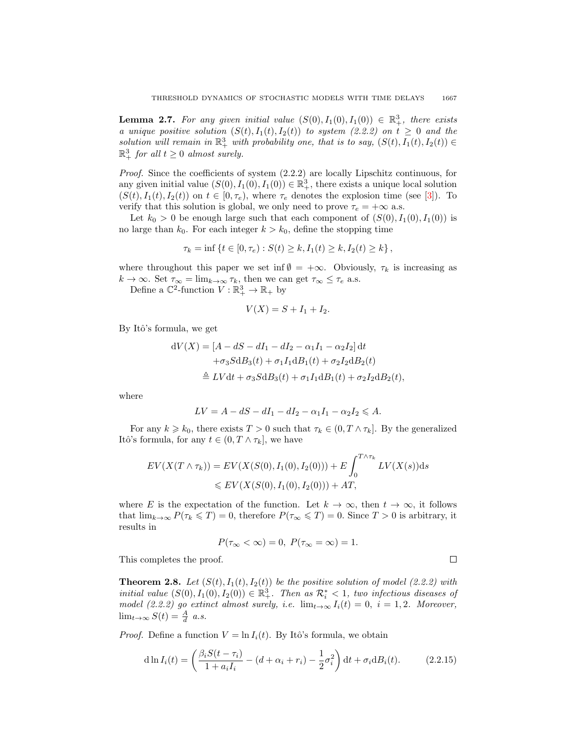**Lemma 2.7.** *For any given initial value $(S(0), I_1(0), I_1(0)) \in \mathbb{R}_+^3$, there exists a unique positive solution $(S(t), I_1(t), I_2(t))$ to system (2.2.2) on $t \geq 0$ and the solution will remain in $\mathbb{R}_+^3$ with probability one, that is to say, $(S(t), I_1(t), I_2(t)) \in \mathbb{R}_+^3$ for all $t \geq 0$ almost surely.*

*Proof.* Since the coefficients of system (2.2.2) are locally Lipschitz continuous, for any given initial value $(S(0), I_1(0), I_1(0)) \in \mathbb{R}_+^3$, there exists a unique local solution $(S(t), I_1(t), I_2(t))$ on $t \in [0, \tau_e)$, where $\tau_e$ denotes the explosion time (see [3]). To verify that this solution is global, we only need to prove $\tau_e = +\infty$ a.s.

Let $k_0 > 0$ be enough large such that each component of $(S(0), I_1(0), I_1(0))$ is no large than $k_0$. For each integer $k > k_0$, define the stopping time

$$\tau_k = \inf \{t \in [0, \tau_e) : S(t) \geq k, I_1(t) \geq k, I_2(t) \geq k\},$$

where throughout this paper we set $\inf \emptyset = +\infty$. Obviously, $\tau_k$ is increasing as $k \to \infty$. Set $\tau_\infty = \lim_{k\to\infty} \tau_k$, then we can get $\tau_\infty \leq \tau_e$ a.s.

Define a $\mathbb{C}^2$-function $V : \mathbb{R}_+^3 \to \mathbb{R}_+$ by

$$V(X) = S + I_1 + I_2.$$

By Itô's formula, we get

$$\begin{aligned}
\mathrm{d}V(X) &= [A - dS - dI_1 - dI_2 - \alpha_1 I_1 - \alpha_2 I_2]\,\mathrm{d}t \\
&\quad + \sigma_3 S \mathrm{d}B_3(t) + \sigma_1 I_1 \mathrm{d}B_1(t) + \sigma_2 I_2 \mathrm{d}B_2(t) \\
&\triangleq LV\mathrm{d}t + \sigma_3 S \mathrm{d}B_3(t) + \sigma_1 I_1 \mathrm{d}B_1(t) + \sigma_2 I_2 \mathrm{d}B_2(t),
\end{aligned}$$

where

$$LV = A - dS - dI_1 - dI_2 - \alpha_1 I_1 - \alpha_2 I_2 \leqslant A.$$

For any $k \geqslant k_0$, there exists $T > 0$ such that $\tau_k \in (0, T \wedge \tau_k]$. By the generalized Itô's formula, for any $t \in (0, T \wedge \tau_k]$, we have

$$\begin{aligned}
EV(X(T \wedge \tau_k)) &= EV(X(S(0), I_1(0), I_2(0))) + E\int_0^{T\wedge\tau_k} LV(X(s))\mathrm{d}s \\
&\leqslant EV(X(S(0), I_1(0), I_2(0))) + AT,
\end{aligned}$$

where $E$ is the expectation of the function. Let $k \to \infty$, then $t \to \infty$, it follows that $\lim_{k\to\infty} P(\tau_k \leqslant T) = 0$, therefore $P(\tau_\infty \leqslant T) = 0$. Since $T > 0$ is arbitrary, it results in

$$P(\tau_\infty < \infty) = 0,\ P(\tau_\infty = \infty) = 1.$$

This completes the proof. $\square$

**Theorem 2.8.** *Let $(S(t), I_1(t), I_2(t))$ be the positive solution of model (2.2.2) with initial value $(S(0), I_1(0), I_2(0)) \in \mathbb{R}_+^3$. Then as $\mathcal{R}_i^* < 1$, two infectious diseases of model (2.2.2) go extinct almost surely, i.e. $\lim_{t\to\infty} I_i(t) = 0,\ i = 1, 2$. Moreover, $\lim_{t\to\infty} S(t) = \frac{A}{d}$ a.s.*

*Proof.* Define a function $V = \ln I_i(t)$. By Itô's formula, we obtain

$$\mathrm{d}\ln I_i(t) = \left(\frac{\beta_i S(t - \tau_i)}{1 + a_i I_i} - (d + \alpha_i + r_i) - \frac{1}{2}\sigma_i^2\right)\mathrm{d}t + \sigma_i \mathrm{d}B_i(t). \tag{2.2.15}$$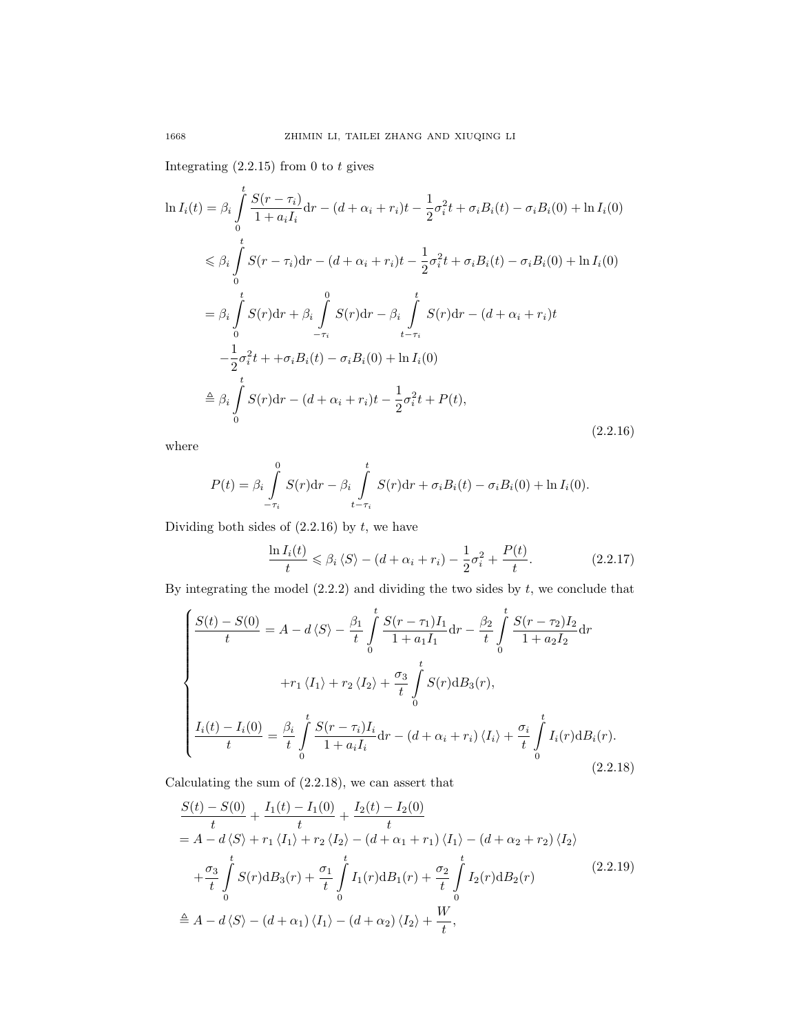Integrating (2.2.15) from 0 to $t$ gives

$$
\begin{aligned}
\ln I_i(t) &= \beta_i \int_0^t \frac{S(r-\tau_i)}{1+a_i I_i} \mathrm{d}r - (d+\alpha_i+r_i)t - \frac{1}{2}\sigma_i^2 t + \sigma_i B_i(t) - \sigma_i B_i(0) + \ln I_i(0) \\
&\leqslant \beta_i \int_0^t S(r-\tau_i) \mathrm{d}r - (d+\alpha_i+r_i)t - \frac{1}{2}\sigma_i^2 t + \sigma_i B_i(t) - \sigma_i B_i(0) + \ln I_i(0) \\
&= \beta_i \int_0^t S(r) \mathrm{d}r + \beta_i \int_{-\tau_i}^0 S(r) \mathrm{d}r - \beta_i \int_{t-\tau_i}^t S(r) \mathrm{d}r - (d+\alpha_i+r_i)t \\
&\quad - \frac{1}{2}\sigma_i^2 t + +\sigma_i B_i(t) - \sigma_i B_i(0) + \ln I_i(0) \\
&\triangleq \beta_i \int_0^t S(r) \mathrm{d}r - (d+\alpha_i+r_i)t - \frac{1}{2}\sigma_i^2 t + P(t),
\end{aligned}
\tag{2.2.16}
$$

where

$$
P(t) = \beta_i \int_{-\tau_i}^0 S(r) \mathrm{d}r - \beta_i \int_{t-\tau_i}^t S(r) \mathrm{d}r + \sigma_i B_i(t) - \sigma_i B_i(0) + \ln I_i(0).
$$

Dividing both sides of (2.2.16) by $t$, we have

$$
\frac{\ln I_i(t)}{t} \leqslant \beta_i \langle S \rangle - (d+\alpha_i+r_i) - \frac{1}{2}\sigma_i^2 + \frac{P(t)}{t}. \tag{2.2.17}
$$

By integrating the model (2.2.2) and dividing the two sides by $t$, we conclude that

$$
\begin{cases}
\dfrac{S(t)-S(0)}{t} = A - d\langle S \rangle - \dfrac{\beta_1}{t} \displaystyle\int_0^t \frac{S(r-\tau_1)I_1}{1+a_1 I_1} \mathrm{d}r - \dfrac{\beta_2}{t} \displaystyle\int_0^t \frac{S(r-\tau_2)I_2}{1+a_2 I_2} \mathrm{d}r \\
\qquad\qquad\quad + r_1 \langle I_1 \rangle + r_2 \langle I_2 \rangle + \dfrac{\sigma_3}{t} \displaystyle\int_0^t S(r) \mathrm{d}B_3(r), \\
\dfrac{I_i(t)-I_i(0)}{t} = \dfrac{\beta_i}{t} \displaystyle\int_0^t \frac{S(r-\tau_i)I_i}{1+a_i I_i} \mathrm{d}r - (d+\alpha_i+r_i)\langle I_i \rangle + \dfrac{\sigma_i}{t} \displaystyle\int_0^t I_i(r) \mathrm{d}B_i(r).
\end{cases}
\tag{2.2.18}
$$

Calculating the sum of (2.2.18), we can assert that

$$
\begin{aligned}
&\frac{S(t)-S(0)}{t} + \frac{I_1(t)-I_1(0)}{t} + \frac{I_2(t)-I_2(0)}{t} \\
&= A - d\langle S \rangle + r_1 \langle I_1 \rangle + r_2 \langle I_2 \rangle - (d+\alpha_1+r_1)\langle I_1 \rangle - (d+\alpha_2+r_2)\langle I_2 \rangle \\
&\quad + \frac{\sigma_3}{t} \int_0^t S(r) \mathrm{d}B_3(r) + \frac{\sigma_1}{t} \int_0^t I_1(r) \mathrm{d}B_1(r) + \frac{\sigma_2}{t} \int_0^t I_2(r) \mathrm{d}B_2(r) \\
&\triangleq A - d\langle S \rangle - (d+\alpha_1)\langle I_1 \rangle - (d+\alpha_2)\langle I_2 \rangle + \frac{W}{t},
\end{aligned}
\tag{2.2.19}
$$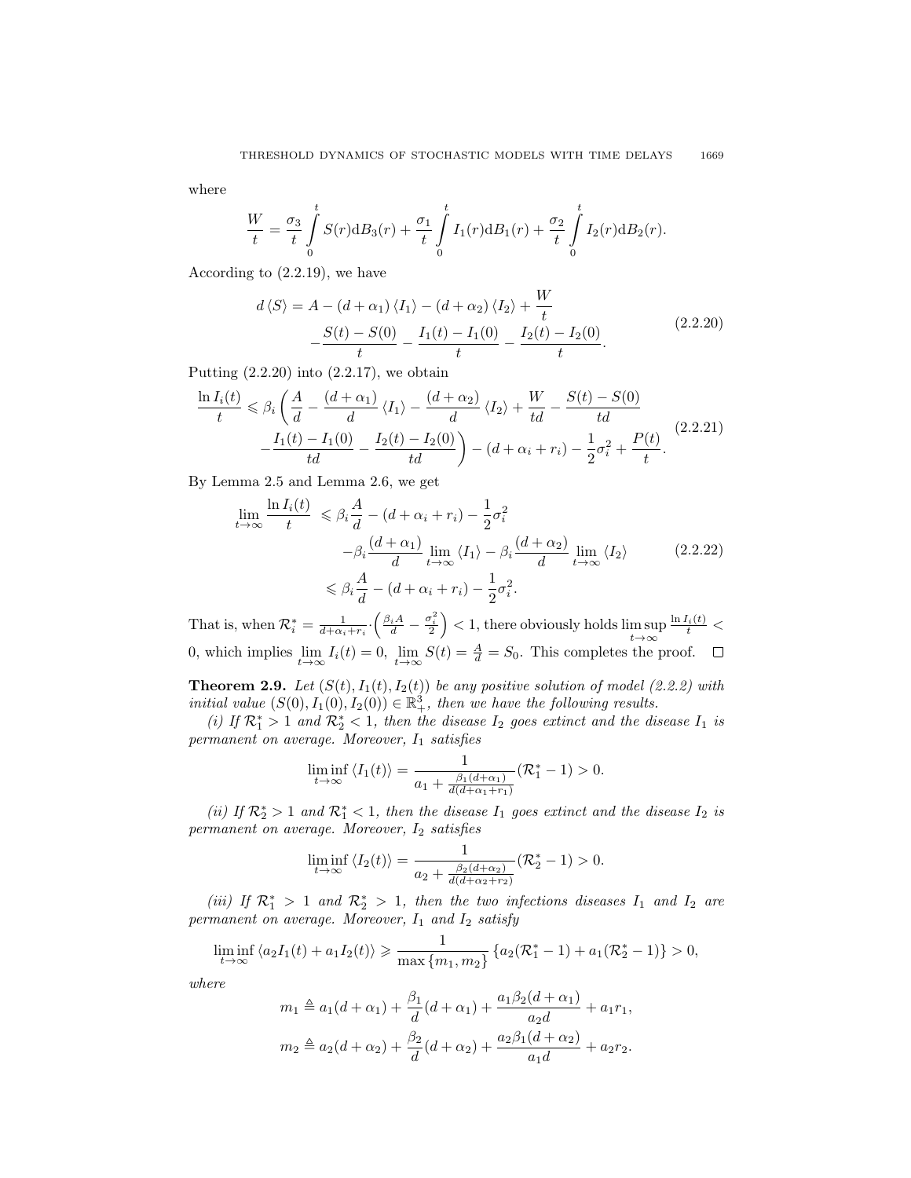where

$$\frac{W}{t} = \frac{\sigma_3}{t}\int_0^t S(r)\mathrm{d}B_3(r) + \frac{\sigma_1}{t}\int_0^t I_1(r)\mathrm{d}B_1(r) + \frac{\sigma_2}{t}\int_0^t I_2(r)\mathrm{d}B_2(r).$$

According to (2.2.19), we have

$$\begin{aligned} d\langle S\rangle = A - (d+\alpha_1)\langle I_1\rangle - (d+\alpha_2)\langle I_2\rangle + \frac{W}{t} \\ - \frac{S(t)-S(0)}{t} - \frac{I_1(t)-I_1(0)}{t} - \frac{I_2(t)-I_2(0)}{t}. \end{aligned} \tag{2.2.20}$$

Putting (2.2.20) into (2.2.17), we obtain

$$\begin{aligned} \frac{\ln I_i(t)}{t} \leqslant \beta_i\Bigg(\frac{A}{d} - \frac{(d+\alpha_1)}{d}\langle I_1\rangle - \frac{(d+\alpha_2)}{d}\langle I_2\rangle + \frac{W}{td} - \frac{S(t)-S(0)}{td} \\ - \frac{I_1(t)-I_1(0)}{td} - \frac{I_2(t)-I_2(0)}{td}\Bigg) - (d+\alpha_i+r_i) - \frac{1}{2}\sigma_i^2 + \frac{P(t)}{t}. \end{aligned} \tag{2.2.21}$$

By Lemma 2.5 and Lemma 2.6, we get

$$\begin{aligned} \lim_{t\to\infty}\frac{\ln I_i(t)}{t} &\leqslant \beta_i\frac{A}{d} - (d+\alpha_i+r_i) - \frac{1}{2}\sigma_i^2 \\ &\quad - \beta_i\frac{(d+\alpha_1)}{d}\lim_{t\to\infty}\langle I_1\rangle - \beta_i\frac{(d+\alpha_2)}{d}\lim_{t\to\infty}\langle I_2\rangle \\ &\leqslant \beta_i\frac{A}{d} - (d+\alpha_i+r_i) - \frac{1}{2}\sigma_i^2. \end{aligned} \tag{2.2.22}$$

That is, when $\mathcal{R}_i^* = \frac{1}{d+\alpha_i+r_i}\cdot\left(\frac{\beta_i A}{d} - \frac{\sigma_i^2}{2}\right) < 1$, there obviously holds $\limsup\limits_{t\to\infty}\frac{\ln I_i(t)}{t} < 0$, which implies $\lim\limits_{t\to\infty} I_i(t) = 0$, $\lim\limits_{t\to\infty} S(t) = \frac{A}{d} = S_0$. This completes the proof. $\square$

**Theorem 2.9.** *Let $(S(t), I_1(t), I_2(t))$ be any positive solution of model (2.2.2) with initial value $(S(0), I_1(0), I_2(0)) \in \mathbb{R}_+^3$, then we have the following results.*

*(i) If $\mathcal{R}_1^* > 1$ and $\mathcal{R}_2^* < 1$, then the disease $I_2$ goes extinct and the disease $I_1$ is permanent on average. Moreover, $I_1$ satisfies*

$$\liminf_{t\to\infty}\langle I_1(t)\rangle = \frac{1}{a_1 + \frac{\beta_1(d+\alpha_1)}{d(d+\alpha_1+r_1)}}(\mathcal{R}_1^* - 1) > 0.$$

*(ii) If $\mathcal{R}_2^* > 1$ and $\mathcal{R}_1^* < 1$, then the disease $I_1$ goes extinct and the disease $I_2$ is permanent on average. Moreover, $I_2$ satisfies*

$$\liminf_{t\to\infty}\langle I_2(t)\rangle = \frac{1}{a_2 + \frac{\beta_2(d+\alpha_2)}{d(d+\alpha_2+r_2)}}(\mathcal{R}_2^* - 1) > 0.$$

*(iii) If $\mathcal{R}_1^* > 1$ and $\mathcal{R}_2^* > 1$, then the two infections diseases $I_1$ and $I_2$ are permanent on average. Moreover, $I_1$ and $I_2$ satisfy*

$$\liminf_{t\to\infty}\langle a_2 I_1(t) + a_1 I_2(t)\rangle \geqslant \frac{1}{\max\{m_1, m_2\}}\left\{a_2(\mathcal{R}_1^* - 1) + a_1(\mathcal{R}_2^* - 1)\right\} > 0,$$

*where*

$$m_1 \triangleq a_1(d+\alpha_1) + \frac{\beta_1}{d}(d+\alpha_1) + \frac{a_1\beta_2(d+\alpha_1)}{a_2 d} + a_1 r_1,$$

$$m_2 \triangleq a_2(d+\alpha_2) + \frac{\beta_2}{d}(d+\alpha_2) + \frac{a_2\beta_1(d+\alpha_2)}{a_1 d} + a_2 r_2.$$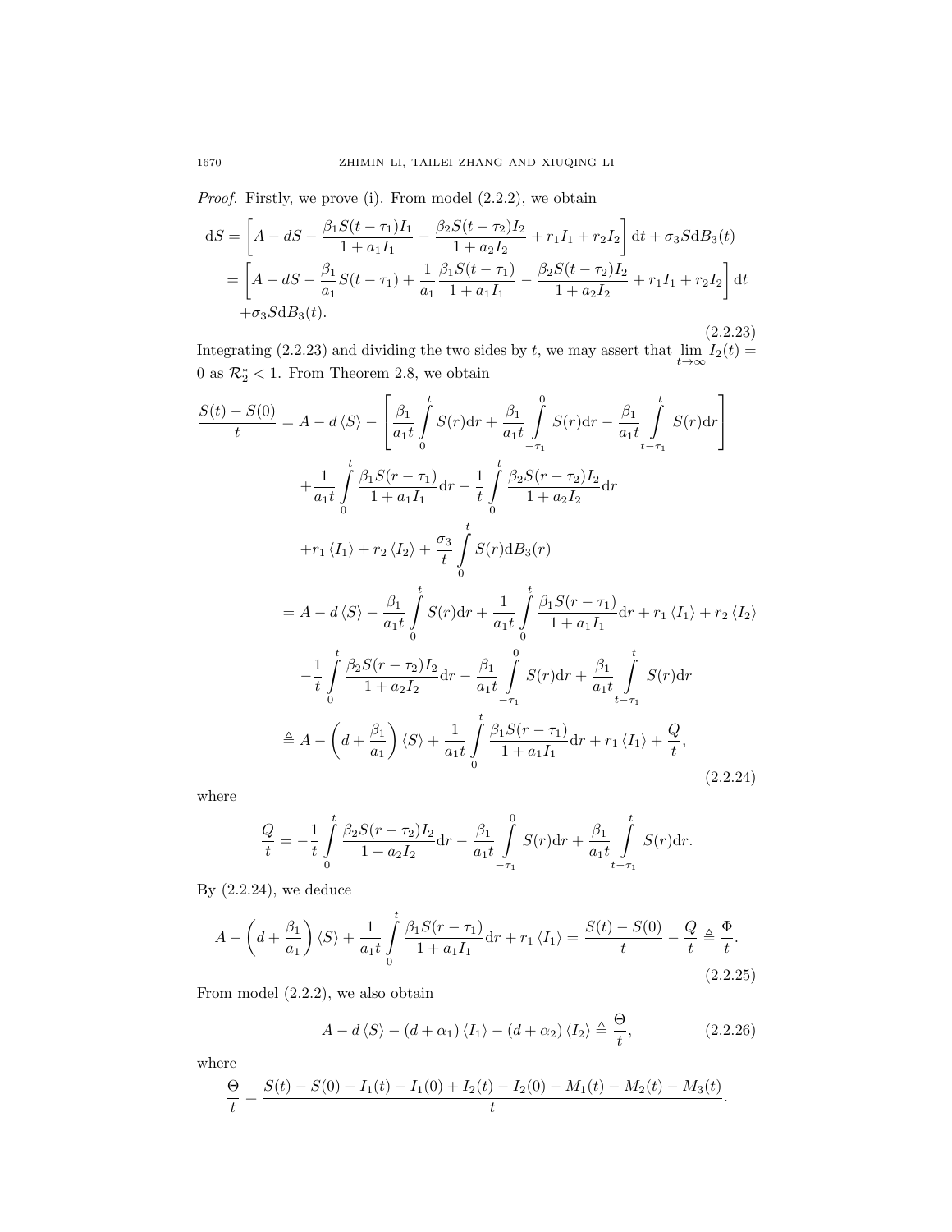*Proof.* Firstly, we prove (i). From model (2.2.2), we obtain

$$
\begin{aligned}
\mathrm{d}S &= \left[A - dS - \frac{\beta_1 S(t-\tau_1) I_1}{1+a_1 I_1} - \frac{\beta_2 S(t-\tau_2) I_2}{1+a_2 I_2} + r_1 I_1 + r_2 I_2\right]\mathrm{d}t + \sigma_3 S \mathrm{d}B_3(t) \\
&= \left[A - dS - \frac{\beta_1}{a_1} S(t-\tau_1) + \frac{1}{a_1}\frac{\beta_1 S(t-\tau_1)}{1+a_1 I_1} - \frac{\beta_2 S(t-\tau_2) I_2}{1+a_2 I_2} + r_1 I_1 + r_2 I_2\right]\mathrm{d}t \\
&\quad + \sigma_3 S \mathrm{d}B_3(t).
\end{aligned}
\tag{2.2.23}
$$

Integrating (2.2.23) and dividing the two sides by $t$, we may assert that $\lim_{t\to\infty} I_2(t) = 0$ as $\mathcal{R}_2^* < 1$. From Theorem 2.8, we obtain

$$
\begin{aligned}
\frac{S(t)-S(0)}{t} &= A - d\langle S\rangle - \left[\frac{\beta_1}{a_1 t}\int_0^t S(r)\mathrm{d}r + \frac{\beta_1}{a_1 t}\int_{-\tau_1}^0 S(r)\mathrm{d}r - \frac{\beta_1}{a_1 t}\int_{t-\tau_1}^t S(r)\mathrm{d}r\right] \\
&\quad + \frac{1}{a_1 t}\int_0^t \frac{\beta_1 S(r-\tau_1)}{1+a_1 I_1}\mathrm{d}r - \frac{1}{t}\int_0^t \frac{\beta_2 S(r-\tau_2) I_2}{1+a_2 I_2}\mathrm{d}r \\
&\quad + r_1\langle I_1\rangle + r_2\langle I_2\rangle + \frac{\sigma_3}{t}\int_0^t S(r)\mathrm{d}B_3(r) \\
&= A - d\langle S\rangle - \frac{\beta_1}{a_1 t}\int_0^t S(r)\mathrm{d}r + \frac{1}{a_1 t}\int_0^t \frac{\beta_1 S(r-\tau_1)}{1+a_1 I_1}\mathrm{d}r + r_1\langle I_1\rangle + r_2\langle I_2\rangle \\
&\quad - \frac{1}{t}\int_0^t \frac{\beta_2 S(r-\tau_2) I_2}{1+a_2 I_2}\mathrm{d}r - \frac{\beta_1}{a_1 t}\int_{-\tau_1}^0 S(r)\mathrm{d}r + \frac{\beta_1}{a_1 t}\int_{t-\tau_1}^t S(r)\mathrm{d}r \\
&\triangleq A - \left(d + \frac{\beta_1}{a_1}\right)\langle S\rangle + \frac{1}{a_1 t}\int_0^t \frac{\beta_1 S(r-\tau_1)}{1+a_1 I_1}\mathrm{d}r + r_1\langle I_1\rangle + \frac{Q}{t},
\end{aligned}
\tag{2.2.24}
$$

where

$$
\frac{Q}{t} = -\frac{1}{t}\int_0^t \frac{\beta_2 S(r-\tau_2) I_2}{1+a_2 I_2}\mathrm{d}r - \frac{\beta_1}{a_1 t}\int_{-\tau_1}^0 S(r)\mathrm{d}r + \frac{\beta_1}{a_1 t}\int_{t-\tau_1}^t S(r)\mathrm{d}r.
$$

By (2.2.24), we deduce

$$
A - \left(d + \frac{\beta_1}{a_1}\right)\langle S\rangle + \frac{1}{a_1 t}\int_0^t \frac{\beta_1 S(r-\tau_1)}{1+a_1 I_1}\mathrm{d}r + r_1\langle I_1\rangle = \frac{S(t)-S(0)}{t} - \frac{Q}{t} \triangleq \frac{\Phi}{t}.
\tag{2.2.25}
$$

From model (2.2.2), we also obtain

$$
A - d\langle S\rangle - (d+\alpha_1)\langle I_1\rangle - (d+\alpha_2)\langle I_2\rangle \triangleq \frac{\Theta}{t},
\tag{2.2.26}
$$

where

$$
\frac{\Theta}{t} = \frac{S(t)-S(0)+I_1(t)-I_1(0)+I_2(t)-I_2(0)-M_1(t)-M_2(t)-M_3(t)}{t}.
$$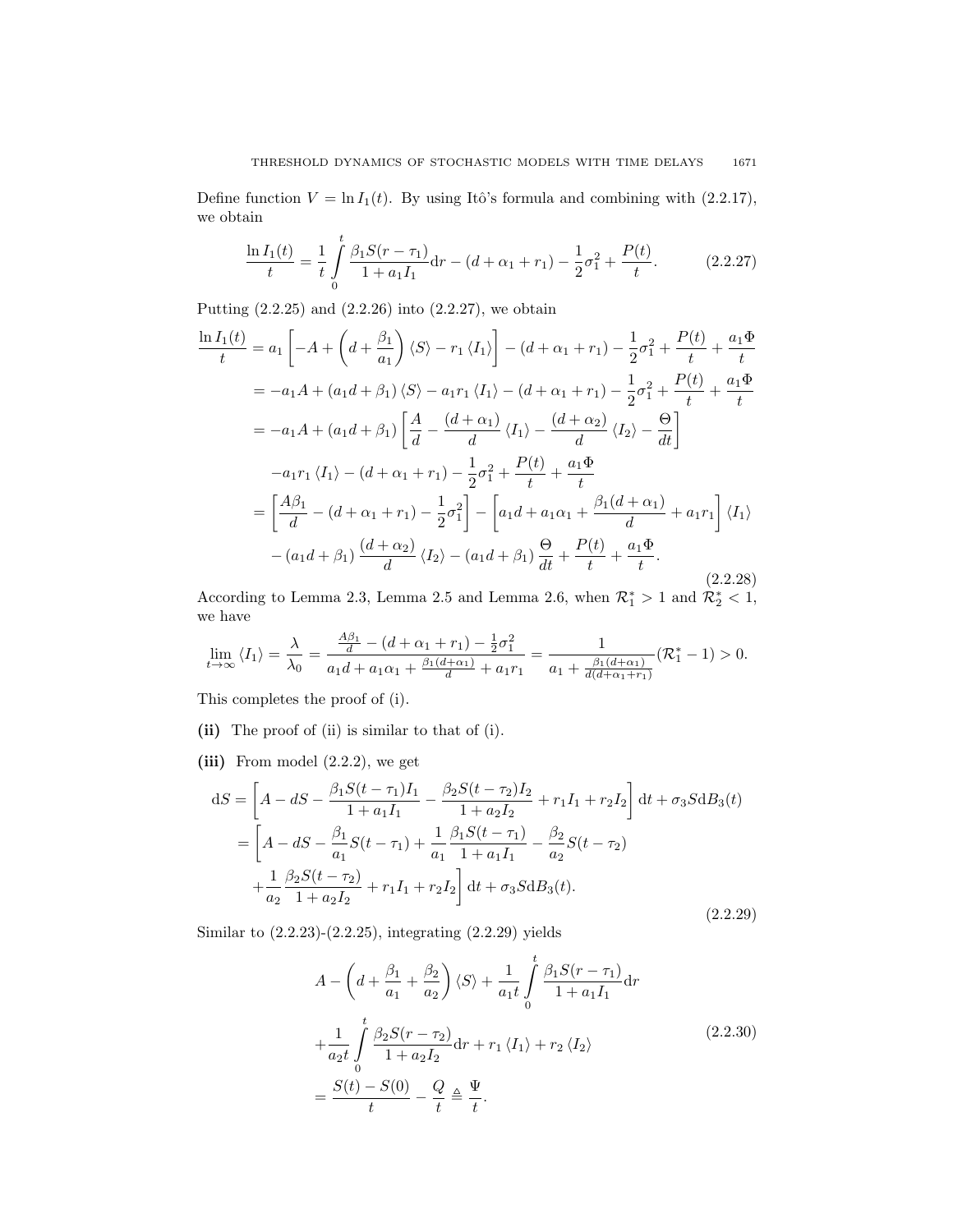Define function $V = \ln I_1(t)$. By using Itô's formula and combining with (2.2.17), we obtain

$$\frac{\ln I_1(t)}{t} = \frac{1}{t}\int_0^t \frac{\beta_1 S(r-\tau_1)}{1+a_1 I_1}\mathrm{d}r - (d+\alpha_1+r_1) - \frac{1}{2}\sigma_1^2 + \frac{P(t)}{t}. \tag{2.2.27}$$

Putting (2.2.25) and (2.2.26) into (2.2.27), we obtain

$$\begin{aligned}
\frac{\ln I_1(t)}{t} &= a_1\left[-A + \left(d + \frac{\beta_1}{a_1}\right)\langle S\rangle - r_1\langle I_1\rangle\right] - (d+\alpha_1+r_1) - \frac{1}{2}\sigma_1^2 + \frac{P(t)}{t} + \frac{a_1\Phi}{t} \\
&= -a_1 A + (a_1 d + \beta_1)\langle S\rangle - a_1 r_1\langle I_1\rangle - (d+\alpha_1+r_1) - \frac{1}{2}\sigma_1^2 + \frac{P(t)}{t} + \frac{a_1\Phi}{t} \\
&= -a_1 A + (a_1 d + \beta_1)\left[\frac{A}{d} - \frac{(d+\alpha_1)}{d}\langle I_1\rangle - \frac{(d+\alpha_2)}{d}\langle I_2\rangle - \frac{\Theta}{dt}\right] \\
&\quad - a_1 r_1\langle I_1\rangle - (d+\alpha_1+r_1) - \frac{1}{2}\sigma_1^2 + \frac{P(t)}{t} + \frac{a_1\Phi}{t} \\
&= \left[\frac{A\beta_1}{d} - (d+\alpha_1+r_1) - \frac{1}{2}\sigma_1^2\right] - \left[a_1 d + a_1\alpha_1 + \frac{\beta_1(d+\alpha_1)}{d} + a_1 r_1\right]\langle I_1\rangle \\
&\quad - (a_1 d + \beta_1)\frac{(d+\alpha_2)}{d}\langle I_2\rangle - (a_1 d + \beta_1)\frac{\Theta}{dt} + \frac{P(t)}{t} + \frac{a_1\Phi}{t}.
\end{aligned} \tag{2.2.28}$$

According to Lemma 2.3, Lemma 2.5 and Lemma 2.6, when $\mathcal{R}_1^* > 1$ and $\mathcal{R}_2^* < 1$, we have

$$\lim_{t\to\infty}\langle I_1\rangle = \frac{\lambda}{\lambda_0} = \frac{\frac{A\beta_1}{d} - (d+\alpha_1+r_1) - \frac{1}{2}\sigma_1^2}{a_1 d + a_1\alpha_1 + \frac{\beta_1(d+\alpha_1)}{d} + a_1 r_1} = \frac{1}{a_1 + \frac{\beta_1(d+\alpha_1)}{d(d+\alpha_1+r_1)}}(\mathcal{R}_1^* - 1) > 0.$$

This completes the proof of (i).

**(ii)** The proof of (ii) is similar to that of (i).

**(iii)** From model (2.2.2), we get

$$\begin{aligned}
\mathrm{d}S &= \left[A - dS - \frac{\beta_1 S(t-\tau_1)I_1}{1+a_1 I_1} - \frac{\beta_2 S(t-\tau_2)I_2}{1+a_2 I_2} + r_1 I_1 + r_2 I_2\right]\mathrm{d}t + \sigma_3 S\mathrm{d}B_3(t) \\
&= \left[A - dS - \frac{\beta_1}{a_1}S(t-\tau_1) + \frac{1}{a_1}\frac{\beta_1 S(t-\tau_1)}{1+a_1 I_1} - \frac{\beta_2}{a_2}S(t-\tau_2)\right. \\
&\quad \left. + \frac{1}{a_2}\frac{\beta_2 S(t-\tau_2)}{1+a_2 I_2} + r_1 I_1 + r_2 I_2\right]\mathrm{d}t + \sigma_3 S\mathrm{d}B_3(t).
\end{aligned} \tag{2.2.29}$$

Similar to (2.2.23)-(2.2.25), integrating (2.2.29) yields

$$\begin{aligned}
&A - \left(d + \frac{\beta_1}{a_1} + \frac{\beta_2}{a_2}\right)\langle S\rangle + \frac{1}{a_1 t}\int_0^t \frac{\beta_1 S(r-\tau_1)}{1+a_1 I_1}\mathrm{d}r \\
&+ \frac{1}{a_2 t}\int_0^t \frac{\beta_2 S(r-\tau_2)}{1+a_2 I_2}\mathrm{d}r + r_1\langle I_1\rangle + r_2\langle I_2\rangle \\
&= \frac{S(t)-S(0)}{t} - \frac{Q}{t} \triangleq \frac{\Psi}{t}.
\end{aligned} \tag{2.2.30}$$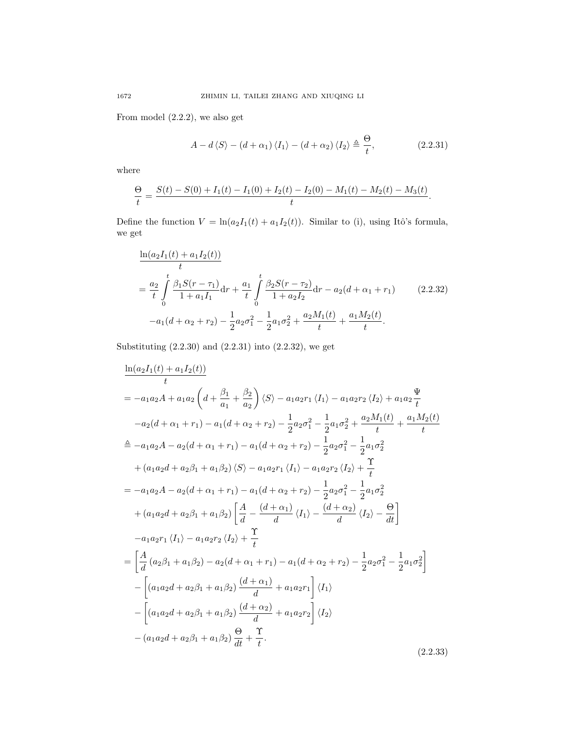From model (2.2.2), we also get

$$A - d\langle S\rangle - (d+\alpha_1)\langle I_1\rangle - (d+\alpha_2)\langle I_2\rangle \triangleq \frac{\Theta}{t}, \tag{2.2.31}$$

where

$$\frac{\Theta}{t} = \frac{S(t)-S(0)+I_1(t)-I_1(0)+I_2(t)-I_2(0)-M_1(t)-M_2(t)-M_3(t)}{t}.$$

Define the function $V = \ln(a_2 I_1(t) + a_1 I_2(t))$. Similar to (i), using Itô's formula, we get

$$\begin{aligned}
&\frac{\ln(a_2 I_1(t) + a_1 I_2(t))}{t} \\
&= \frac{a_2}{t}\int_0^t \frac{\beta_1 S(r-\tau_1)}{1+a_1 I_1}\mathrm{d}r + \frac{a_1}{t}\int_0^t \frac{\beta_2 S(r-\tau_2)}{1+a_2 I_2}\mathrm{d}r - a_2(d+\alpha_1+r_1) \\
&\quad - a_1(d+\alpha_2+r_2) - \frac{1}{2}a_2\sigma_1^2 - \frac{1}{2}a_1\sigma_2^2 + \frac{a_2 M_1(t)}{t} + \frac{a_1 M_2(t)}{t}.
\end{aligned} \tag{2.2.32}$$

Substituting (2.2.30) and (2.2.31) into (2.2.32), we get

$$\begin{aligned}
&\frac{\ln(a_2 I_1(t) + a_1 I_2(t))}{t} \\
&= -a_1 a_2 A + a_1 a_2\left(d + \frac{\beta_1}{a_1} + \frac{\beta_2}{a_2}\right)\langle S\rangle - a_1 a_2 r_1\langle I_1\rangle - a_1 a_2 r_2\langle I_2\rangle + a_1 a_2\frac{\Psi}{t} \\
&\quad - a_2(d+\alpha_1+r_1) - a_1(d+\alpha_2+r_2) - \frac{1}{2}a_2\sigma_1^2 - \frac{1}{2}a_1\sigma_2^2 + \frac{a_2 M_1(t)}{t} + \frac{a_1 M_2(t)}{t} \\
&\triangleq -a_1 a_2 A - a_2(d+\alpha_1+r_1) - a_1(d+\alpha_2+r_2) - \frac{1}{2}a_2\sigma_1^2 - \frac{1}{2}a_1\sigma_2^2 \\
&\quad + (a_1 a_2 d + a_2\beta_1 + a_1\beta_2)\langle S\rangle - a_1 a_2 r_1\langle I_1\rangle - a_1 a_2 r_2\langle I_2\rangle + \frac{\Upsilon}{t} \\
&= -a_1 a_2 A - a_2(d+\alpha_1+r_1) - a_1(d+\alpha_2+r_2) - \frac{1}{2}a_2\sigma_1^2 - \frac{1}{2}a_1\sigma_2^2 \\
&\quad + (a_1 a_2 d + a_2\beta_1 + a_1\beta_2)\left[\frac{A}{d} - \frac{(d+\alpha_1)}{d}\langle I_1\rangle - \frac{(d+\alpha_2)}{d}\langle I_2\rangle - \frac{\Theta}{dt}\right] \\
&\quad - a_1 a_2 r_1\langle I_1\rangle - a_1 a_2 r_2\langle I_2\rangle + \frac{\Upsilon}{t} \\
&= \left[\frac{A}{d}(a_2\beta_1 + a_1\beta_2) - a_2(d+\alpha_1+r_1) - a_1(d+\alpha_2+r_2) - \frac{1}{2}a_2\sigma_1^2 - \frac{1}{2}a_1\sigma_2^2\right] \\
&\quad - \left[(a_1 a_2 d + a_2\beta_1 + a_1\beta_2)\frac{(d+\alpha_1)}{d} + a_1 a_2 r_1\right]\langle I_1\rangle \\
&\quad - \left[(a_1 a_2 d + a_2\beta_1 + a_1\beta_2)\frac{(d+\alpha_2)}{d} + a_1 a_2 r_2\right]\langle I_2\rangle \\
&\quad - (a_1 a_2 d + a_2\beta_1 + a_1\beta_2)\frac{\Theta}{dt} + \frac{\Upsilon}{t}.
\end{aligned} \tag{2.2.33}$$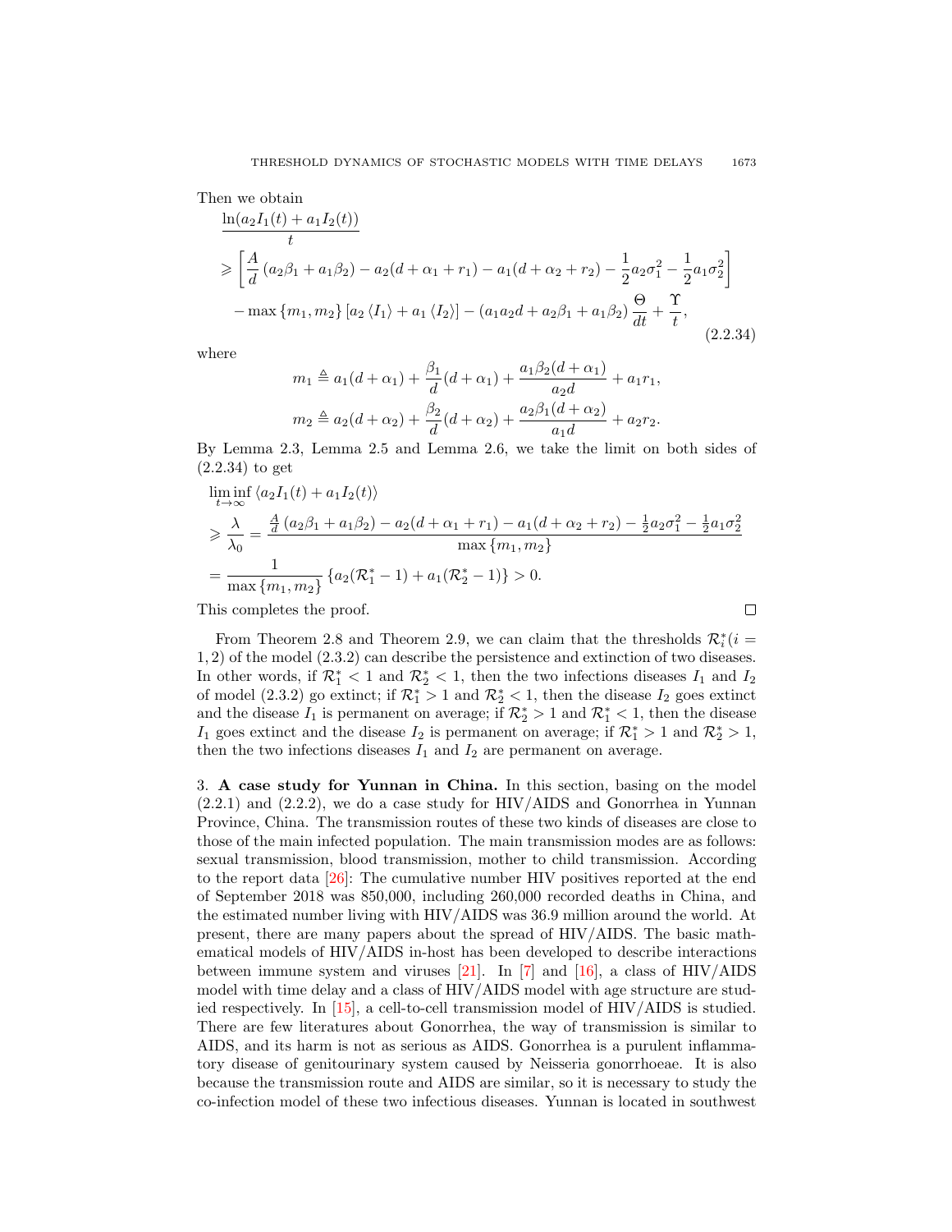Then we obtain

$$
\begin{aligned}
&\frac{\ln(a_2 I_1(t) + a_1 I_2(t))}{t} \\
&\geqslant \left[ \frac{A}{d}\left(a_2\beta_1 + a_1\beta_2\right) - a_2(d+\alpha_1+r_1) - a_1(d+\alpha_2+r_2) - \frac{1}{2}a_2\sigma_1^2 - \frac{1}{2}a_1\sigma_2^2 \right] \\
&\quad - \max\{m_1, m_2\}\left[a_2\langle I_1\rangle + a_1\langle I_2\rangle\right] - (a_1a_2d + a_2\beta_1 + a_1\beta_2)\frac{\Theta}{dt} + \frac{\Upsilon}{t},
\end{aligned}
\tag{2.2.34}
$$

where

$$
m_1 \triangleq a_1(d+\alpha_1) + \frac{\beta_1}{d}(d+\alpha_1) + \frac{a_1\beta_2(d+\alpha_1)}{a_2 d} + a_1 r_1,
$$

$$
m_2 \triangleq a_2(d+\alpha_2) + \frac{\beta_2}{d}(d+\alpha_2) + \frac{a_2\beta_1(d+\alpha_2)}{a_1 d} + a_2 r_2.
$$

By Lemma 2.3, Lemma 2.5 and Lemma 2.6, we take the limit on both sides of (2.2.34) to get

$$
\begin{aligned}
&\liminf_{t\to\infty} \langle a_2 I_1(t) + a_1 I_2(t)\rangle \\
&\geqslant \frac{\lambda}{\lambda_0} = \frac{\frac{A}{d}\left(a_2\beta_1 + a_1\beta_2\right) - a_2(d+\alpha_1+r_1) - a_1(d+\alpha_2+r_2) - \frac{1}{2}a_2\sigma_1^2 - \frac{1}{2}a_1\sigma_2^2}{\max\{m_1, m_2\}} \\
&= \frac{1}{\max\{m_1, m_2\}}\left\{a_2(\mathcal{R}_1^* - 1) + a_1(\mathcal{R}_2^* - 1)\right\} > 0.
\end{aligned}
$$

This completes the proof. □

From Theorem 2.8 and Theorem 2.9, we can claim that the thresholds $\mathcal{R}_i^* (i = 1, 2)$ of the model (2.3.2) can describe the persistence and extinction of two diseases. In other words, if $\mathcal{R}_1^* < 1$ and $\mathcal{R}_2^* < 1$, then the two infections diseases $I_1$ and $I_2$ of model (2.3.2) go extinct; if $\mathcal{R}_1^* > 1$ and $\mathcal{R}_2^* < 1$, then the disease $I_2$ goes extinct and the disease $I_1$ is permanent on average; if $\mathcal{R}_2^* > 1$ and $\mathcal{R}_1^* < 1$, then the disease $I_1$ goes extinct and the disease $I_2$ is permanent on average; if $\mathcal{R}_1^* > 1$ and $\mathcal{R}_2^* > 1$, then the two infections diseases $I_1$ and $I_2$ are permanent on average.

## 3. A case study for Yunnan in China.

In this section, basing on the model (2.2.1) and (2.2.2), we do a case study for HIV/AIDS and Gonorrhea in Yunnan Province, China. The transmission routes of these two kinds of diseases are close to those of the main infected population. The main transmission modes are as follows: sexual transmission, blood transmission, mother to child transmission. According to the report data [26]: The cumulative number HIV positives reported at the end of September 2018 was 850,000, including 260,000 recorded deaths in China, and the estimated number living with HIV/AIDS was 36.9 million around the world. At present, there are many papers about the spread of HIV/AIDS. The basic mathematical models of HIV/AIDS in-host has been developed to describe interactions between immune system and viruses [21]. In [7] and [16], a class of HIV/AIDS model with time delay and a class of HIV/AIDS model with age structure are studied respectively. In [15], a cell-to-cell transmission model of HIV/AIDS is studied. There are few literatures about Gonorrhea, the way of transmission is similar to AIDS, and its harm is not as serious as AIDS. Gonorrhea is a purulent inflammatory disease of genitourinary system caused by Neisseria gonorrhoeae. It is also because the transmission route and AIDS are similar, so it is necessary to study the co-infection model of these two infectious diseases. Yunnan is located in southwest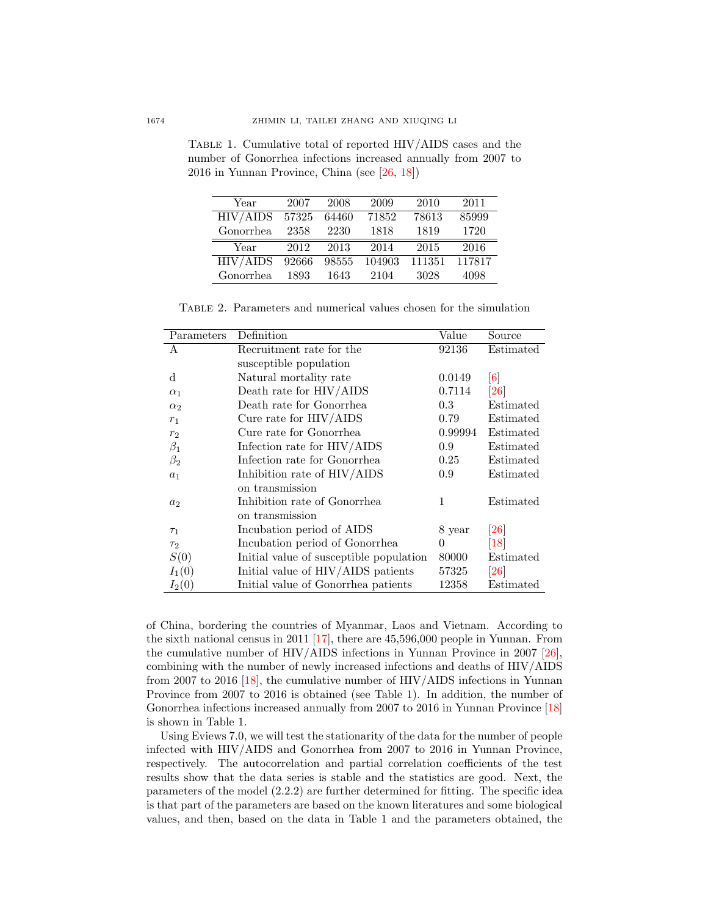Table 1. Cumulative total of reported HIV/AIDS cases and the number of Gonorrhea infections increased annually from 2007 to 2016 in Yunnan Province, China (see [26, 18])

| Year | 2007 | 2008 | 2009 | 2010 | 2011 |
|---|---|---|---|---|---|
| HIV/AIDS | 57325 | 64460 | 71852 | 78613 | 85999 |
| Gonorrhea | 2358 | 2230 | 1818 | 1819 | 1720 |
| Year | 2012 | 2013 | 2014 | 2015 | 2016 |
| HIV/AIDS | 92666 | 98555 | 104903 | 111351 | 117817 |
| Gonorrhea | 1893 | 1643 | 2104 | 3028 | 4098 |

Table 2. Parameters and numerical values chosen for the simulation

| Parameters | Definition | Value | Source |
|---|---|---|---|
| A | Recruitment rate for the susceptible population | 92136 | Estimated |
| d | Natural mortality rate | 0.0149 | [6] |
| $\alpha_1$ | Death rate for HIV/AIDS | 0.7114 | [26] |
| $\alpha_2$ | Death rate for Gonorrhea | 0.3 | Estimated |
| $r_1$ | Cure rate for HIV/AIDS | 0.79 | Estimated |
| $r_2$ | Cure rate for Gonorrhea | 0.99994 | Estimated |
| $\beta_1$ | Infection rate for HIV/AIDS | 0.9 | Estimated |
| $\beta_2$ | Infection rate for Gonorrhea | 0.25 | Estimated |
| $a_1$ | Inhibition rate of HIV/AIDS on transmission | 0.9 | Estimated |
| $a_2$ | Inhibition rate of Gonorrhea on transmission | 1 | Estimated |
| $\tau_1$ | Incubation period of AIDS | 8 year | [26] |
| $\tau_2$ | Incubation period of Gonorrhea | 0 | [18] |
| $S(0)$ | Initial value of susceptible population | 80000 | Estimated |
| $I_1(0)$ | Initial value of HIV/AIDS patients | 57325 | [26] |
| $I_2(0)$ | Initial value of Gonorrhea patients | 12358 | Estimated |

of China, bordering the countries of Myanmar, Laos and Vietnam. According to the sixth national census in 2011 [17], there are 45,596,000 people in Yunnan. From the cumulative number of HIV/AIDS infections in Yunnan Province in 2007 [26], combining with the number of newly increased infections and deaths of HIV/AIDS from 2007 to 2016 [18], the cumulative number of HIV/AIDS infections in Yunnan Province from 2007 to 2016 is obtained (see Table 1). In addition, the number of Gonorrhea infections increased annually from 2007 to 2016 in Yunnan Province [18] is shown in Table 1.

Using Eviews 7.0, we will test the stationarity of the data for the number of people infected with HIV/AIDS and Gonorrhea from 2007 to 2016 in Yunnan Province, respectively. The autocorrelation and partial correlation coefficients of the test results show that the data series is stable and the statistics are good. Next, the parameters of the model (2.2.2) are further determined for fitting. The specific idea is that part of the parameters are based on the known literatures and some biological values, and then, based on the data in Table 1 and the parameters obtained, the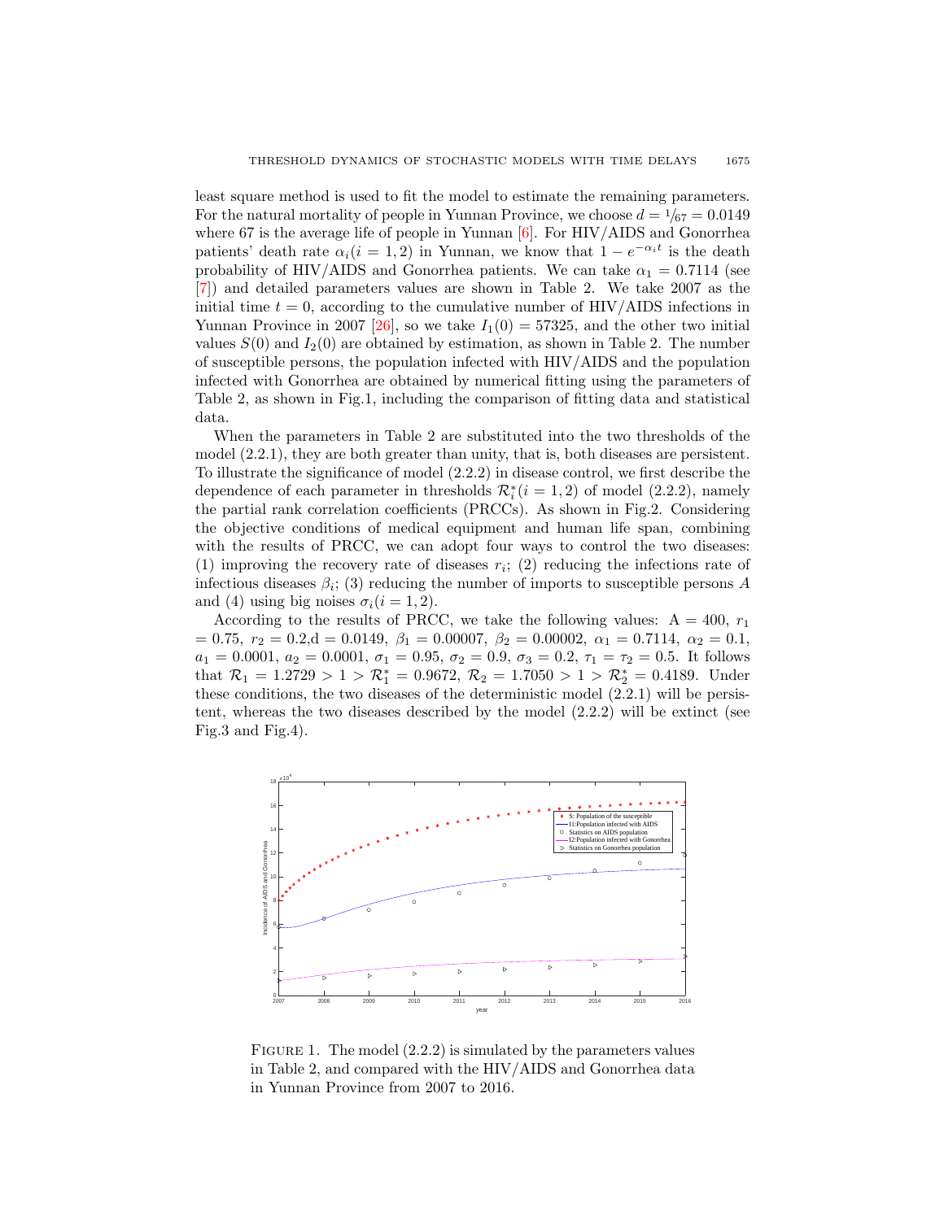least square method is used to fit the model to estimate the remaining parameters. For the natural mortality of people in Yunnan Province, we choose $d = {}^{1}\!/_{67} = 0.0149$ where 67 is the average life of people in Yunnan [6]. For HIV/AIDS and Gonorrhea patients' death rate $\alpha_i (i = 1, 2)$ in Yunnan, we know that $1 - e^{-\alpha_i t}$ is the death probability of HIV/AIDS and Gonorrhea patients. We can take $\alpha_1 = 0.7114$ (see [7]) and detailed parameters values are shown in Table 2. We take 2007 as the initial time $t = 0$, according to the cumulative number of HIV/AIDS infections in Yunnan Province in 2007 [26], so we take $I_1(0) = 57325$, and the other two initial values $S(0)$ and $I_2(0)$ are obtained by estimation, as shown in Table 2. The number of susceptible persons, the population infected with HIV/AIDS and the population infected with Gonorrhea are obtained by numerical fitting using the parameters of Table 2, as shown in Fig.1, including the comparison of fitting data and statistical data.

When the parameters in Table 2 are substituted into the two thresholds of the model (2.2.1), they are both greater than unity, that is, both diseases are persistent. To illustrate the significance of model (2.2.2) in disease control, we first describe the dependence of each parameter in thresholds $\mathcal{R}_i^* (i = 1, 2)$ of model (2.2.2), namely the partial rank correlation coefficients (PRCCs). As shown in Fig.2. Considering the objective conditions of medical equipment and human life span, combining with the results of PRCC, we can adopt four ways to control the two diseases: (1) improving the recovery rate of diseases $r_i$; (2) reducing the infections rate of infectious diseases $\beta_i$; (3) reducing the number of imports to susceptible persons $A$ and (4) using big noises $\sigma_i (i = 1, 2)$.

According to the results of PRCC, we take the following values: A = 400, $r_1 = 0.75$, $r_2 = 0.2$,d = 0.0149, $\beta_1 = 0.00007$, $\beta_2 = 0.00002$, $\alpha_1 = 0.7114$, $\alpha_2 = 0.1$, $a_1 = 0.0001$, $a_2 = 0.0001$, $\sigma_1 = 0.95$, $\sigma_2 = 0.9$, $\sigma_3 = 0.2$, $\tau_1 = \tau_2 = 0.5$. It follows that $\mathcal{R}_1 = 1.2729 > 1 > \mathcal{R}_1^* = 0.9672$, $\mathcal{R}_2 = 1.7050 > 1 > \mathcal{R}_2^* = 0.4189$. Under these conditions, the two diseases of the deterministic model (2.2.1) will be persistent, whereas the two diseases described by the model (2.2.2) will be extinct (see Fig.3 and Fig.4).

Figure 1. The model (2.2.2) is simulated by the parameters values in Table 2, and compared with the HIV/AIDS and Gonorrhea data in Yunnan Province from 2007 to 2016.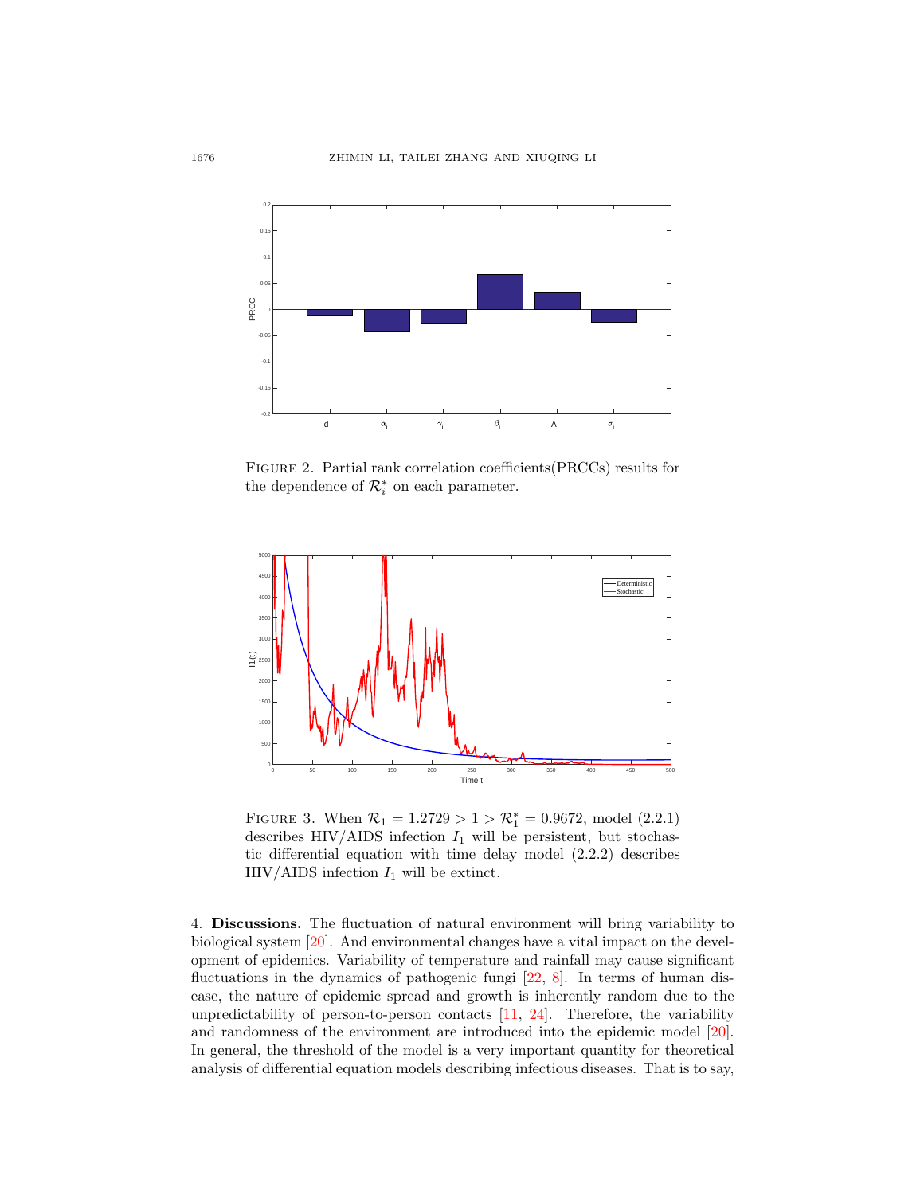FIGURE 2. Partial rank correlation coefficients(PRCCs) results for the dependence of $\mathcal{R}_i^*$ on each parameter.

FIGURE 3. When $\mathcal{R}_1 = 1.2729 > 1 > \mathcal{R}_1^* = 0.9672$, model (2.2.1) describes HIV/AIDS infection $I_1$ will be persistent, but stochastic differential equation with time delay model (2.2.2) describes HIV/AIDS infection $I_1$ will be extinct.

4. **Discussions.** The fluctuation of natural environment will bring variability to biological system [20]. And environmental changes have a vital impact on the development of epidemics. Variability of temperature and rainfall may cause significant fluctuations in the dynamics of pathogenic fungi [22, 8]. In terms of human disease, the nature of epidemic spread and growth is inherently random due to the unpredictability of person-to-person contacts [11, 24]. Therefore, the variability and randomness of the environment are introduced into the epidemic model [20]. In general, the threshold of the model is a very important quantity for theoretical analysis of differential equation models describing infectious diseases. That is to say,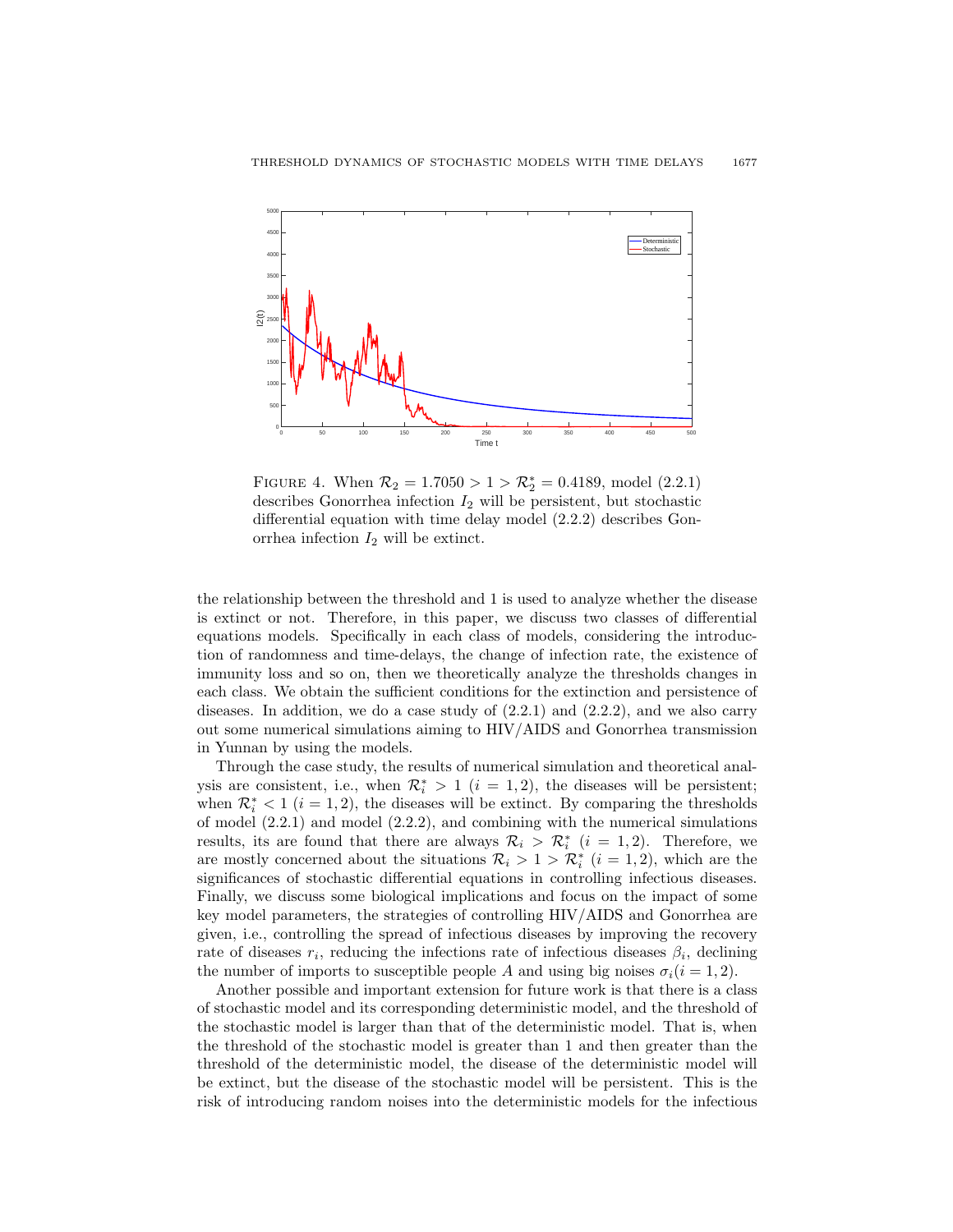FIGURE 4. When $\mathcal{R}_2 = 1.7050 > 1 > \mathcal{R}_2^* = 0.4189$, model (2.2.1) describes Gonorrhea infection $I_2$ will be persistent, but stochastic differential equation with time delay model (2.2.2) describes Gonorrhea infection $I_2$ will be extinct.

the relationship between the threshold and 1 is used to analyze whether the disease is extinct or not. Therefore, in this paper, we discuss two classes of differential equations models. Specifically in each class of models, considering the introduction of randomness and time-delays, the change of infection rate, the existence of immunity loss and so on, then we theoretically analyze the thresholds changes in each class. We obtain the sufficient conditions for the extinction and persistence of diseases. In addition, we do a case study of (2.2.1) and (2.2.2), and we also carry out some numerical simulations aiming to HIV/AIDS and Gonorrhea transmission in Yunnan by using the models.

Through the case study, the results of numerical simulation and theoretical analysis are consistent, i.e., when $\mathcal{R}_i^* > 1$ $(i = 1, 2)$, the diseases will be persistent; when $\mathcal{R}_i^* < 1$ $(i = 1, 2)$, the diseases will be extinct. By comparing the thresholds of model (2.2.1) and model (2.2.2), and combining with the numerical simulations results, its are found that there are always $\mathcal{R}_i > \mathcal{R}_i^*$ $(i = 1, 2)$. Therefore, we are mostly concerned about the situations $\mathcal{R}_i > 1 > \mathcal{R}_i^*$ $(i = 1, 2)$, which are the significances of stochastic differential equations in controlling infectious diseases. Finally, we discuss some biological implications and focus on the impact of some key model parameters, the strategies of controlling HIV/AIDS and Gonorrhea are given, i.e., controlling the spread of infectious diseases by improving the recovery rate of diseases $r_i$, reducing the infections rate of infectious diseases $\beta_i$, declining the number of imports to susceptible people $A$ and using big noises $\sigma_i (i = 1, 2)$.

Another possible and important extension for future work is that there is a class of stochastic model and its corresponding deterministic model, and the threshold of the stochastic model is larger than that of the deterministic model. That is, when the threshold of the stochastic model is greater than 1 and then greater than the threshold of the deterministic model, the disease of the deterministic model will be extinct, but the disease of the stochastic model will be persistent. This is the risk of introducing random noises into the deterministic models for the infectious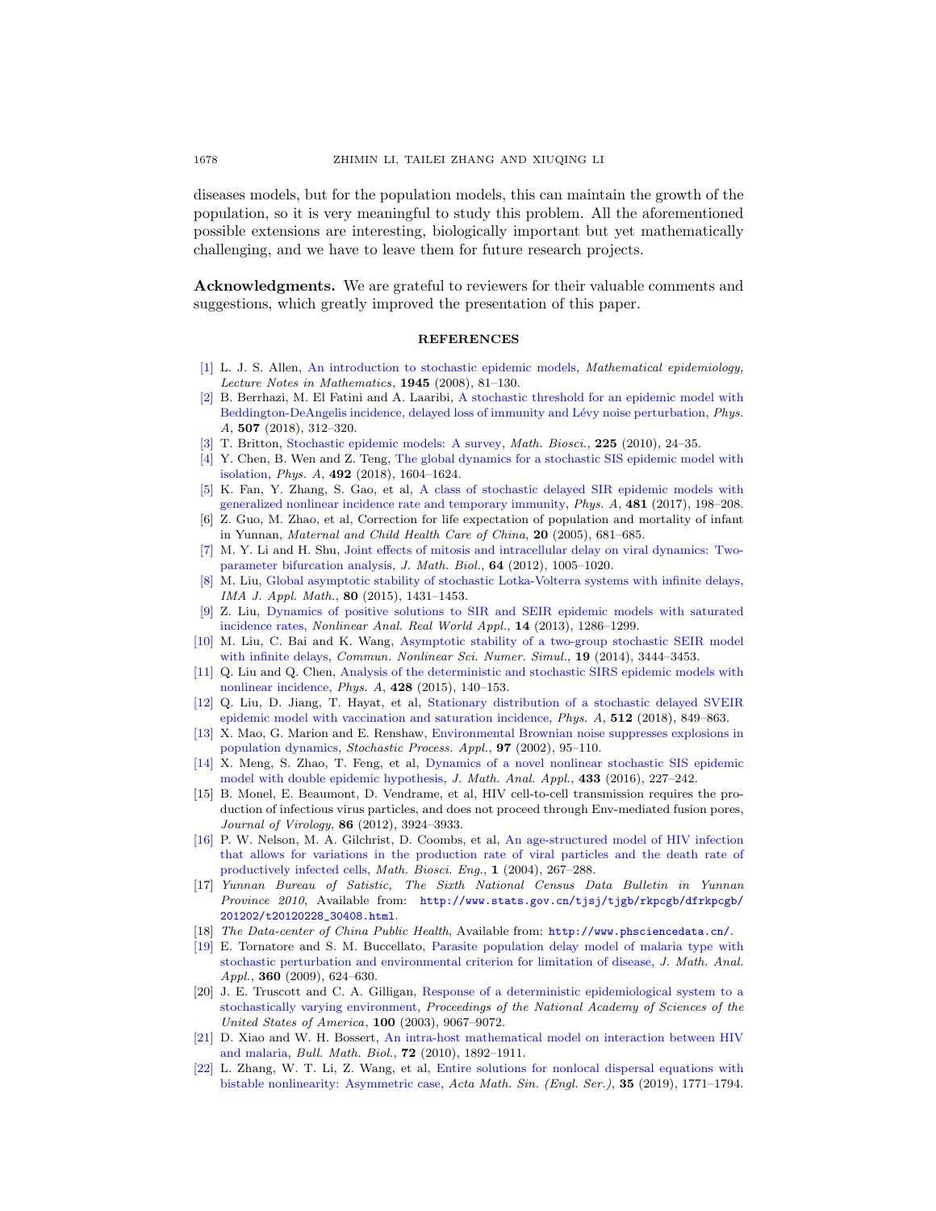diseases models, but for the population models, this can maintain the growth of the population, so it is very meaningful to study this problem. All the aforementioned possible extensions are interesting, biologically important but yet mathematically challenging, and we have to leave them for future research projects.

**Acknowledgments.** We are grateful to reviewers for their valuable comments and suggestions, which greatly improved the presentation of this paper.

## REFERENCES

[1] L. J. S. Allen, An introduction to stochastic epidemic models, *Mathematical epidemiology, Lecture Notes in Mathematics*, **1945** (2008), 81–130.

[2] B. Berrhazi, M. El Fatini and A. Laaribi, A stochastic threshold for an epidemic model with Beddington-DeAngelis incidence, delayed loss of immunity and Lévy noise perturbation, *Phys. A*, **507** (2018), 312–320.

[3] T. Britton, Stochastic epidemic models: A survey, *Math. Biosci.*, **225** (2010), 24–35.

[4] Y. Chen, B. Wen and Z. Teng, The global dynamics for a stochastic SIS epidemic model with isolation, *Phys. A*, **492** (2018), 1604–1624.

[5] K. Fan, Y. Zhang, S. Gao, et al, A class of stochastic delayed SIR epidemic models with generalized nonlinear incidence rate and temporary immunity, *Phys. A*, **481** (2017), 198–208.

[6] Z. Guo, M. Zhao, et al, Correction for life expectation of population and mortality of infant in Yunnan, *Maternal and Child Health Care of China*, **20** (2005), 681–685.

[7] M. Y. Li and H. Shu, Joint effects of mitosis and intracellular delay on viral dynamics: Two-parameter bifurcation analysis, *J. Math. Biol.*, **64** (2012), 1005–1020.

[8] M. Liu, Global asymptotic stability of stochastic Lotka-Volterra systems with infinite delays, *IMA J. Appl. Math.*, **80** (2015), 1431–1453.

[9] Z. Liu, Dynamics of positive solutions to SIR and SEIR epidemic models with saturated incidence rates, *Nonlinear Anal. Real World Appl.*, **14** (2013), 1286–1299.

[10] M. Liu, C. Bai and K. Wang, Asymptotic stability of a two-group stochastic SEIR model with infinite delays, *Commun. Nonlinear Sci. Numer. Simul.*, **19** (2014), 3444–3453.

[11] Q. Liu and Q. Chen, Analysis of the deterministic and stochastic SIRS epidemic models with nonlinear incidence, *Phys. A*, **428** (2015), 140–153.

[12] Q. Liu, D. Jiang, T. Hayat, et al, Stationary distribution of a stochastic delayed SVEIR epidemic model with vaccination and saturation incidence, *Phys. A*, **512** (2018), 849–863.

[13] X. Mao, G. Marion and E. Renshaw, Environmental Brownian noise suppresses explosions in population dynamics, *Stochastic Process. Appl.*, **97** (2002), 95–110.

[14] X. Meng, S. Zhao, T. Feng, et al, Dynamics of a novel nonlinear stochastic SIS epidemic model with double epidemic hypothesis, *J. Math. Anal. Appl.*, **433** (2016), 227–242.

[15] B. Monel, E. Beaumont, D. Vendrame, et al, HIV cell-to-cell transmission requires the production of infectious virus particles, and does not proceed through Env-mediated fusion pores, *Journal of Virology*, **86** (2012), 3924–3933.

[16] P. W. Nelson, M. A. Gilchrist, D. Coombs, et al, An age-structured model of HIV infection that allows for variations in the production rate of viral particles and the death rate of productively infected cells, *Math. Biosci. Eng.*, **1** (2004), 267–288.

[17] *Yunnan Bureau of Satistic, The Sixth National Census Data Bulletin in Yunnan Province 2010*, Available from: `http://www.stats.gov.cn/tjsj/tjgb/rkpcgb/dfrkpcgb/201202/t20120228_30408.html`.

[18] *The Data-center of China Public Health*, Available from: `http://www.phsciencedata.cn/`.

[19] E. Tornatore and S. M. Buccellato, Parasite population delay model of malaria type with stochastic perturbation and environmental criterion for limitation of disease, *J. Math. Anal. Appl.*, **360** (2009), 624–630.

[20] J. E. Truscott and C. A. Gilligan, Response of a deterministic epidemiological system to a stochastically varying environment, *Proceedings of the National Academy of Sciences of the United States of America*, **100** (2003), 9067–9072.

[21] D. Xiao and W. H. Bossert, An intra-host mathematical model on interaction between HIV and malaria, *Bull. Math. Biol.*, **72** (2010), 1892–1911.

[22] L. Zhang, W. T. Li, Z. Wang, et al, Entire solutions for nonlocal dispersal equations with bistable nonlinearity: Asymmetric case, *Acta Math. Sin. (Engl. Ser.)*, **35** (2019), 1771–1794.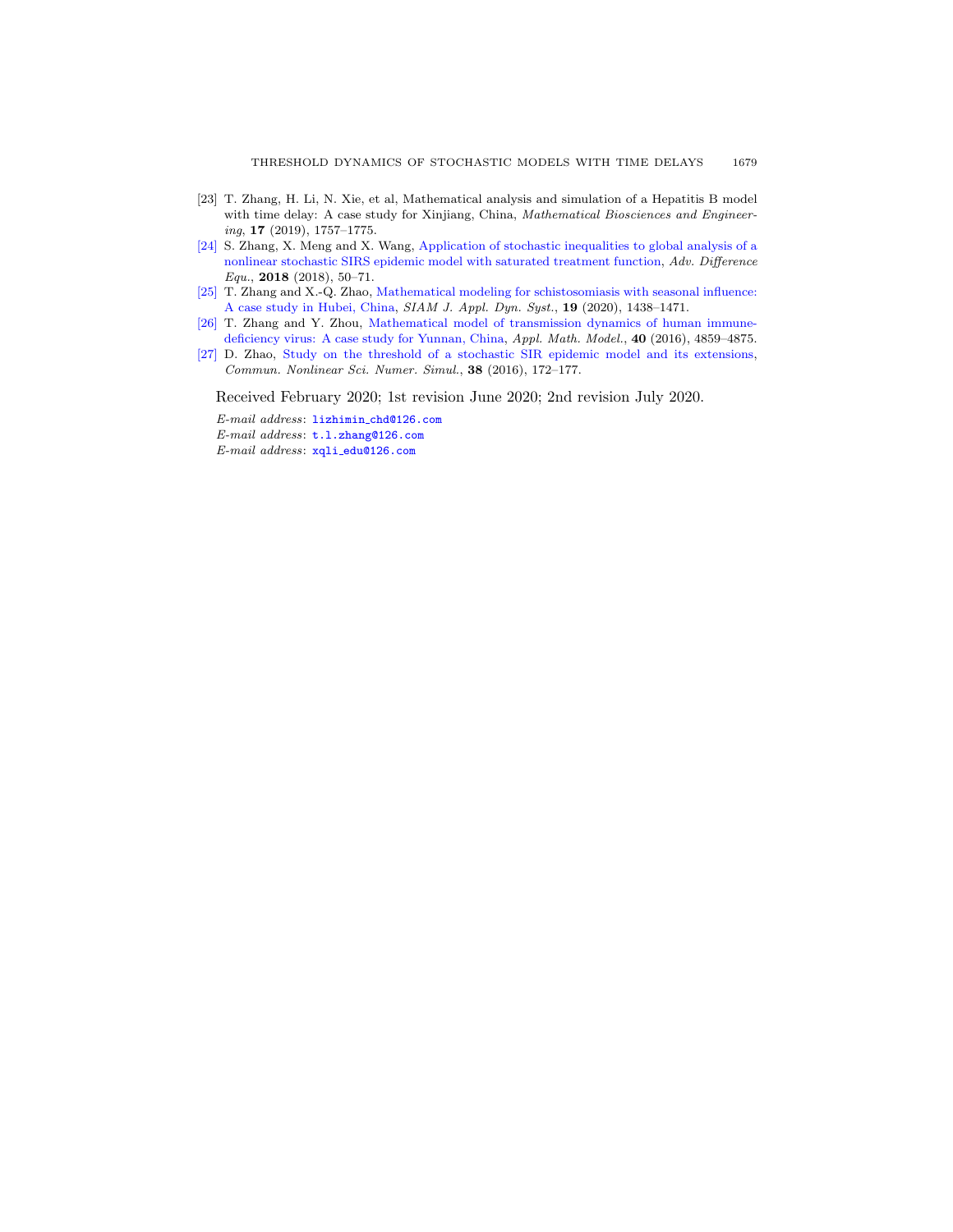[23] T. Zhang, H. Li, N. Xie, et al, Mathematical analysis and simulation of a Hepatitis B model with time delay: A case study for Xinjiang, China, *Mathematical Biosciences and Engineering*, **17** (2019), 1757–1775.

[24] S. Zhang, X. Meng and X. Wang, Application of stochastic inequalities to global analysis of a nonlinear stochastic SIRS epidemic model with saturated treatment function, *Adv. Difference Equ.*, **2018** (2018), 50–71.

[25] T. Zhang and X.-Q. Zhao, Mathematical modeling for schistosomiasis with seasonal influence: A case study in Hubei, China, *SIAM J. Appl. Dyn. Syst.*, **19** (2020), 1438–1471.

[26] T. Zhang and Y. Zhou, Mathematical model of transmission dynamics of human immune-deficiency virus: A case study for Yunnan, China, *Appl. Math. Model.*, **40** (2016), 4859–4875.

[27] D. Zhao, Study on the threshold of a stochastic SIR epidemic model and its extensions, *Commun. Nonlinear Sci. Numer. Simul.*, **38** (2016), 172–177.

Received February 2020; 1st revision June 2020; 2nd revision July 2020.

*E-mail address*: lizhimin_chd@126.com
*E-mail address*: t.l.zhang@126.com
*E-mail address*: xqli_edu@126.com